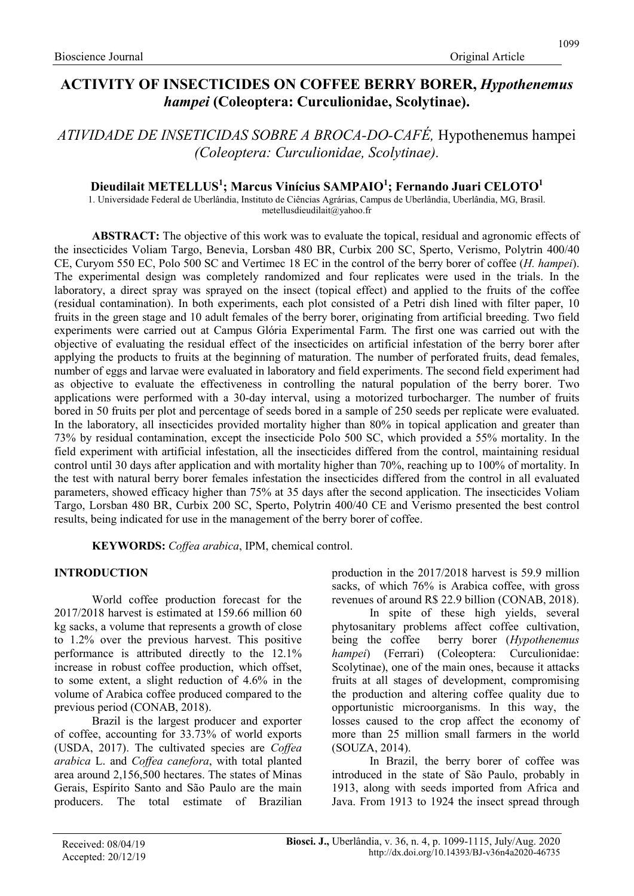# ACTIVITY OF INSECTICIDES ON COFFEE BERRY BORER, *Hypothenemus hampei* (Coleoptera: Curculionidae, Scolytinae).

## *ATIVIDADE DE INSETICIDAS SOBRE A BROCA-DO-CAFÉ,* Hypothenemus hampei *(Coleoptera: Curculionidae, Scolytinae).*

**Dieudilait METELLUS[1]; Marcus Vinícius SAMPAIO[1]; Fernando Juari CELOTO[1]**

1. Universidade Federal de Uberlândia, Instituto de Ciências Agrárias, Campus de Uberlândia, Uberlândia, MG, Brasil. metellusdieudilait@yahoo.fr

**ABSTRACT:** The objective of this work was to evaluate the topical, residual and agronomic effects of the insecticides Voliam Targo, Benevia, Lorsban 480 BR, Curbix 200 SC, Sperto, Verismo, Polytrin 400/40 CE, Curyom 550 EC, Polo 500 SC and Vertimec 18 EC in the control of the berry borer of coffee (*H. hampei*). The experimental design was completely randomized and four replicates were used in the trials. In the laboratory, a direct spray was sprayed on the insect (topical effect) and applied to the fruits of the coffee (residual contamination). In both experiments, each plot consisted of a Petri dish lined with filter paper, 10 fruits in the green stage and 10 adult females of the berry borer, originating from artificial breeding. Two field experiments were carried out at Campus Glória Experimental Farm. The first one was carried out with the objective of evaluating the residual effect of the insecticides on artificial infestation of the berry borer after applying the products to fruits at the beginning of maturation. The number of perforated fruits, dead females, number of eggs and larvae were evaluated in laboratory and field experiments. The second field experiment had as objective to evaluate the effectiveness in controlling the natural population of the berry borer. Two applications were performed with a 30-day interval, using a motorized turbocharger. The number of fruits bored in 50 fruits per plot and percentage of seeds bored in a sample of 250 seeds per replicate were evaluated. In the laboratory, all insecticides provided mortality higher than 80% in topical application and greater than 73% by residual contamination, except the insecticide Polo 500 SC, which provided a 55% mortality. In the field experiment with artificial infestation, all the insecticides differed from the control, maintaining residual control until 30 days after application and with mortality higher than 70%, reaching up to 100% of mortality. In the test with natural berry borer females infestation the insecticides differed from the control in all evaluated parameters, showed efficacy higher than 75% at 35 days after the second application. The insecticides Voliam Targo, Lorsban 480 BR, Curbix 200 SC, Sperto, Polytrin 400/40 CE and Verismo presented the best control results, being indicated for use in the management of the berry borer of coffee.

**KEYWORDS:** *Coffea arabica*, IPM, chemical control.

## INTRODUCTION

World coffee production forecast for the 2017/2018 harvest is estimated at 159.66 million 60 kg sacks, a volume that represents a growth of close to 1.2% over the previous harvest. This positive performance is attributed directly to the 12.1% increase in robust coffee production, which offset, to some extent, a slight reduction of 4.6% in the volume of Arabica coffee produced compared to the previous period (CONAB, 2018).

Brazil is the largest producer and exporter of coffee, accounting for 33.73% of world exports (USDA, 2017). The cultivated species are *Coffea arabica* L. and *Coffea canefora*, with total planted area around 2,156,500 hectares. The states of Minas Gerais, Espírito Santo and São Paulo are the main producers. The total estimate of Brazilian production in the 2017/2018 harvest is 59.9 million sacks, of which 76% is Arabica coffee, with gross revenues of around R$ 22.9 billion (CONAB, 2018).

In spite of these high yields, several phytosanitary problems affect coffee cultivation, being the coffee berry borer (*Hypothenemus hampei*) (Ferrari) (Coleoptera: Curculionidae: Scolytinae), one of the main ones, because it attacks fruits at all stages of development, compromising the production and altering coffee quality due to opportunistic microorganisms. In this way, the losses caused to the crop affect the economy of more than 25 million small farmers in the world (SOUZA, 2014).

In Brazil, the berry borer of coffee was introduced in the state of São Paulo, probably in 1913, along with seeds imported from Africa and Java. From 1913 to 1924 the insect spread through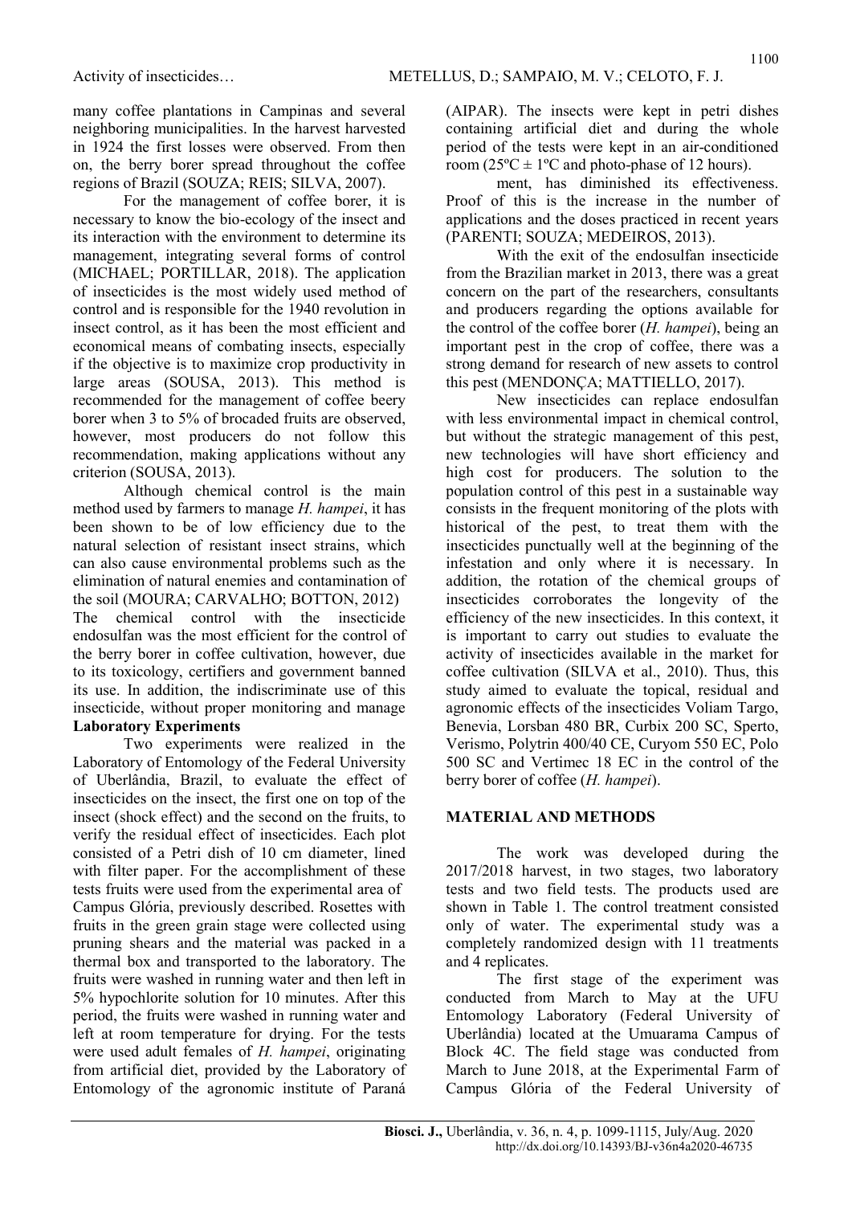many coffee plantations in Campinas and several neighboring municipalities. In the harvest harvested in 1924 the first losses were observed. From then on, the berry borer spread throughout the coffee regions of Brazil (SOUZA; REIS; SILVA, 2007).

For the management of coffee borer, it is necessary to know the bio-ecology of the insect and its interaction with the environment to determine its management, integrating several forms of control (MICHAEL; PORTILLAR, 2018). The application of insecticides is the most widely used method of control and is responsible for the 1940 revolution in insect control, as it has been the most efficient and economical means of combating insects, especially if the objective is to maximize crop productivity in large areas (SOUSA, 2013). This method is recommended for the management of coffee beery borer when 3 to 5% of brocaded fruits are observed, however, most producers do not follow this recommendation, making applications without any criterion (SOUSA, 2013).

Although chemical control is the main method used by farmers to manage *H. hampei*, it has been shown to be of low efficiency due to the natural selection of resistant insect strains, which can also cause environmental problems such as the elimination of natural enemies and contamination of the soil (MOURA; CARVALHO; BOTTON, 2012) The chemical control with the insecticide endosulfan was the most efficient for the control of the berry borer in coffee cultivation, however, due to its toxicology, certifiers and government banned its use. In addition, the indiscriminate use of this insecticide, without proper monitoring and manage

**Laboratory Experiments**

Two experiments were realized in the Laboratory of Entomology of the Federal University of Uberlândia, Brazil, to evaluate the effect of insecticides on the insect, the first one on top of the insect (shock effect) and the second on the fruits, to verify the residual effect of insecticides. Each plot consisted of a Petri dish of 10 cm diameter, lined with filter paper. For the accomplishment of these tests fruits were used from the experimental area of Campus Glória, previously described. Rosettes with fruits in the green grain stage were collected using pruning shears and the material was packed in a thermal box and transported to the laboratory. The fruits were washed in running water and then left in 5% hypochlorite solution for 10 minutes. After this period, the fruits were washed in running water and left at room temperature for drying. For the tests were used adult females of *H. hampei*, originating from artificial diet, provided by the Laboratory of Entomology of the agronomic institute of Paraná (AIPAR). The insects were kept in petri dishes containing artificial diet and during the whole period of the tests were kept in an air-conditioned room (25ºC ± 1ºC and photo-phase of 12 hours).

ment, has diminished its effectiveness. Proof of this is the increase in the number of applications and the doses practiced in recent years (PARENTI; SOUZA; MEDEIROS, 2013).

With the exit of the endosulfan insecticide from the Brazilian market in 2013, there was a great concern on the part of the researchers, consultants and producers regarding the options available for the control of the coffee borer (*H. hampei*), being an important pest in the crop of coffee, there was a strong demand for research of new assets to control this pest (MENDONÇA; MATTIELLO, 2017).

New insecticides can replace endosulfan with less environmental impact in chemical control, but without the strategic management of this pest, new technologies will have short efficiency and high cost for producers. The solution to the population control of this pest in a sustainable way consists in the frequent monitoring of the plots with historical of the pest, to treat them with the insecticides punctually well at the beginning of the infestation and only where it is necessary. In addition, the rotation of the chemical groups of insecticides corroborates the longevity of the efficiency of the new insecticides. In this context, it is important to carry out studies to evaluate the activity of insecticides available in the market for coffee cultivation (SILVA et al., 2010). Thus, this study aimed to evaluate the topical, residual and agronomic effects of the insecticides Voliam Targo, Benevia, Lorsban 480 BR, Curbix 200 SC, Sperto, Verismo, Polytrin 400/40 CE, Curyom 550 EC, Polo 500 SC and Vertimec 18 EC in the control of the berry borer of coffee (*H. hampei*).

## MATERIAL AND METHODS

The work was developed during the 2017/2018 harvest, in two stages, two laboratory tests and two field tests. The products used are shown in Table 1. The control treatment consisted only of water. The experimental study was a completely randomized design with 11 treatments and 4 replicates.

The first stage of the experiment was conducted from March to May at the UFU Entomology Laboratory (Federal University of Uberlândia) located at the Umuarama Campus of Block 4C. The field stage was conducted from March to June 2018, at the Experimental Farm of Campus Glória of the Federal University of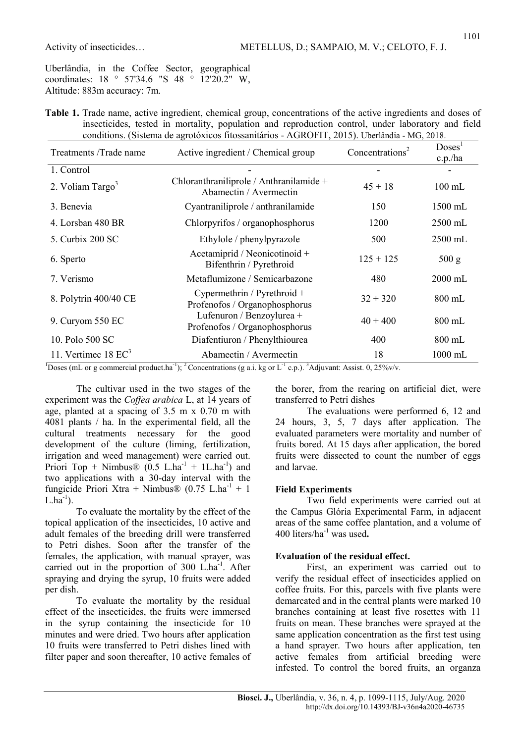Uberlândia, in the Coffee Sector, geographical coordinates: 18 ° 57'34.6 "S 48 ° 12'20.2" W, Altitude: 883m accuracy: 7m.

**Table 1.** Trade name, active ingredient, chemical group, concentrations of the active ingredients and doses of insecticides, tested in mortality, population and reproduction control, under laboratory and field conditions. (Sistema de agrotóxicos fitossanitários - AGROFIT, 2015). Uberlândia - MG, 2018.

| Treatments /Trade name | Active ingredient / Chemical group | Concentrations[2] | Doses[1] c.p./ha |
|---|---|---|---|
| 1. Control | - | - | - |
| 2. Voliam Targo[3] | Chloranthraniliprole / Anthranilamide + Abamectin / Avermectin | 45 + 18 | 100 mL |
| 3. Benevia | Cyantraniliprole / anthranilamide | 150 | 1500 mL |
| 4. Lorsban 480 BR | Chlorpyrifos / organophosphorus | 1200 | 2500 mL |
| 5. Curbix 200 SC | Ethylole / phenylpyrazole | 500 | 2500 mL |
| 6. Sperto | Acetamiprid / Neonicotinoid + Bifenthrin / Pyrethroid | 125 + 125 | 500 g |
| 7. Verismo | Metaflumizone / Semicarbazone | 480 | 2000 mL |
| 8. Polytrin 400/40 CE | Cypermethrin / Pyrethroid + Profenofos / Organophosphorus | 32 + 320 | 800 mL |
| 9. Curyom 550 EC | Lufenuron / Benzoylurea + Profenofos / Organophosphorus | 40 + 400 | 800 mL |
| 10. Polo 500 SC | Diafentiuron / Phenylthiourea | 400 | 800 mL |
| 11. Vertimec 18 EC[3] | Abamectin / Avermectin | 18 | 1000 mL |

[1]Doses (mL or g commercial product.ha$^{-1}$); [2] Concentrations (g a.i. kg or L$^{-1}$ c.p.). [3]Adjuvant: Assist. 0, 25%v/v.

The cultivar used in the two stages of the experiment was the *Coffea arabica* L, at 14 years of age, planted at a spacing of 3.5 m x 0.70 m with 4081 plants / ha. In the experimental field, all the cultural treatments necessary for the good development of the culture (liming, fertilization, irrigation and weed management) were carried out. Priori Top + Nimbus® (0.5 L.ha$^{-1}$ + 1L.ha$^{-1}$) and two applications with a 30-day interval with the fungicide Priori Xtra + Nimbus® (0.75 L.ha$^{-1}$ + 1 L.ha$^{-1}$).

To evaluate the mortality by the effect of the topical application of the insecticides, 10 active and adult females of the breeding drill were transferred to Petri dishes. Soon after the transfer of the females, the application, with manual sprayer, was carried out in the proportion of 300 L.ha$^{-1}$. After spraying and drying the syrup, 10 fruits were added per dish.

To evaluate the mortality by the residual effect of the insecticides, the fruits were immersed in the syrup containing the insecticide for 10 minutes and were dried. Two hours after application 10 fruits were transferred to Petri dishes lined with filter paper and soon thereafter, 10 active females of the borer, from the rearing on artificial diet, were transferred to Petri dishes

The evaluations were performed 6, 12 and 24 hours, 3, 5, 7 days after application. The evaluated parameters were mortality and number of fruits bored. At 15 days after application, the bored fruits were dissected to count the number of eggs and larvae.

### Field Experiments

Two field experiments were carried out at the Campus Glória Experimental Farm, in adjacent areas of the same coffee plantation, and a volume of 400 liters/ha$^{-1}$ was used**.**

### Evaluation of the residual effect.

First, an experiment was carried out to verify the residual effect of insecticides applied on coffee fruits. For this, parcels with five plants were demarcated and in the central plants were marked 10 branches containing at least five rosettes with 11 fruits on mean. These branches were sprayed at the same application concentration as the first test using a hand sprayer. Two hours after application, ten active females from artificial breeding were infested. To control the bored fruits, an organza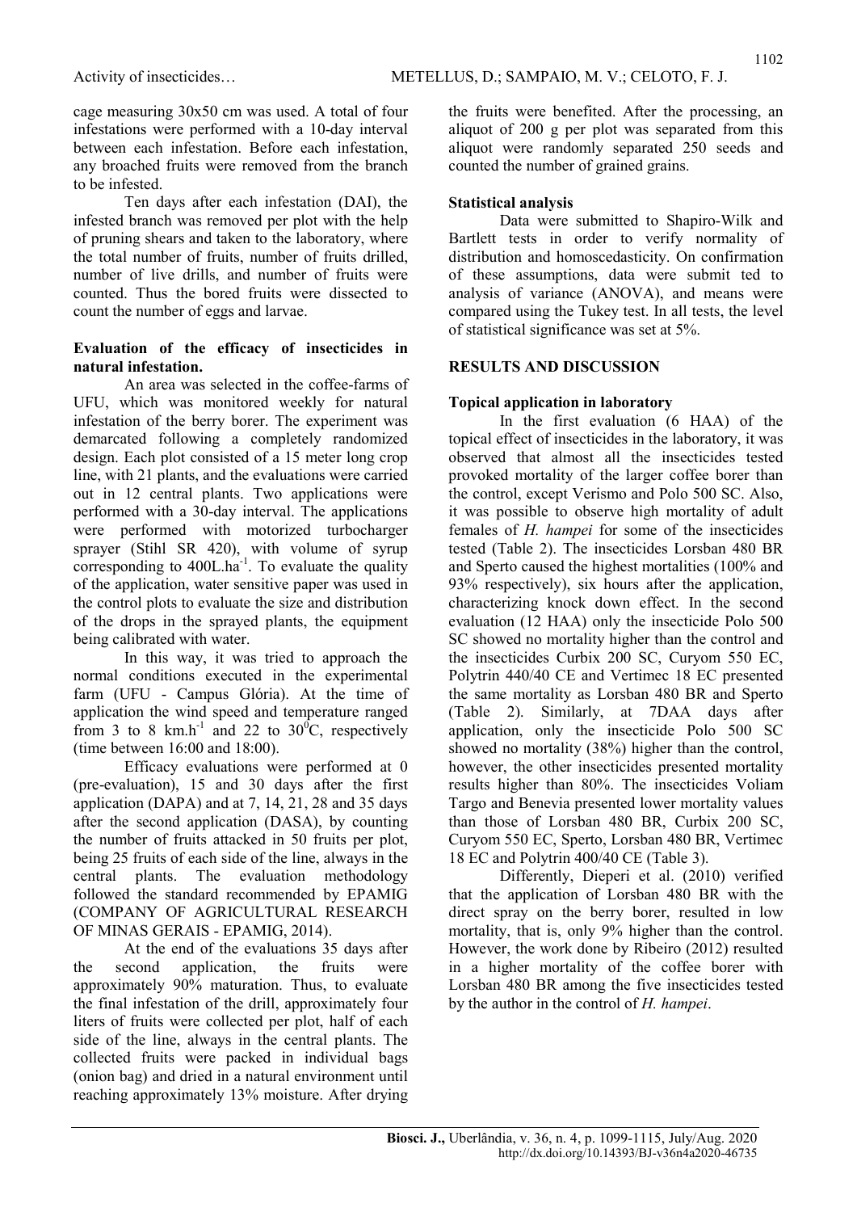cage measuring 30x50 cm was used. A total of four infestations were performed with a 10-day interval between each infestation. Before each infestation, any broached fruits were removed from the branch to be infested.

Ten days after each infestation (DAI), the infested branch was removed per plot with the help of pruning shears and taken to the laboratory, where the total number of fruits, number of fruits drilled, number of live drills, and number of fruits were counted. Thus the bored fruits were dissected to count the number of eggs and larvae.

**Evaluation of the efficacy of insecticides in natural infestation.**

An area was selected in the coffee-farms of UFU, which was monitored weekly for natural infestation of the berry borer. The experiment was demarcated following a completely randomized design. Each plot consisted of a 15 meter long crop line, with 21 plants, and the evaluations were carried out in 12 central plants. Two applications were performed with a 30-day interval. The applications were performed with motorized turbocharger sprayer (Stihl SR 420), with volume of syrup corresponding to $400L.ha^{-1}$. To evaluate the quality of the application, water sensitive paper was used in the control plots to evaluate the size and distribution of the drops in the sprayed plants, the equipment being calibrated with water.

In this way, it was tried to approach the normal conditions executed in the experimental farm (UFU - Campus Glória). At the time of application the wind speed and temperature ranged from 3 to 8 $km.h^{-1}$ and 22 to $30^{0}C$, respectively (time between 16:00 and 18:00).

Efficacy evaluations were performed at 0 (pre-evaluation), 15 and 30 days after the first application (DAPA) and at 7, 14, 21, 28 and 35 days after the second application (DASA), by counting the number of fruits attacked in 50 fruits per plot, being 25 fruits of each side of the line, always in the central plants. The evaluation methodology followed the standard recommended by EPAMIG (COMPANY OF AGRICULTURAL RESEARCH OF MINAS GERAIS - EPAMIG, 2014).

At the end of the evaluations 35 days after the second application, the fruits were approximately 90% maturation. Thus, to evaluate the final infestation of the drill, approximately four liters of fruits were collected per plot, half of each side of the line, always in the central plants. The collected fruits were packed in individual bags (onion bag) and dried in a natural environment until reaching approximately 13% moisture. After drying the fruits were benefited. After the processing, an aliquot of 200 g per plot was separated from this aliquot were randomly separated 250 seeds and counted the number of grained grains.

**Statistical analysis**

Data were submitted to Shapiro-Wilk and Bartlett tests in order to verify normality of distribution and homoscedasticity. On confirmation of these assumptions, data were submit ted to analysis of variance (ANOVA), and means were compared using the Tukey test. In all tests, the level of statistical significance was set at 5%.

## RESULTS AND DISCUSSION

**Topical application in laboratory**

In the first evaluation (6 HAA) of the topical effect of insecticides in the laboratory, it was observed that almost all the insecticides tested provoked mortality of the larger coffee borer than the control, except Verismo and Polo 500 SC. Also, it was possible to observe high mortality of adult females of *H. hampei* for some of the insecticides tested (Table 2). The insecticides Lorsban 480 BR and Sperto caused the highest mortalities (100% and 93% respectively), six hours after the application, characterizing knock down effect. In the second evaluation (12 HAA) only the insecticide Polo 500 SC showed no mortality higher than the control and the insecticides Curbix 200 SC, Curyom 550 EC, Polytrin 440/40 CE and Vertimec 18 EC presented the same mortality as Lorsban 480 BR and Sperto (Table 2). Similarly, at 7DAA days after application, only the insecticide Polo 500 SC showed no mortality (38%) higher than the control, however, the other insecticides presented mortality results higher than 80%. The insecticides Voliam Targo and Benevia presented lower mortality values than those of Lorsban 480 BR, Curbix 200 SC, Curyom 550 EC, Sperto, Lorsban 480 BR, Vertimec 18 EC and Polytrin 400/40 CE (Table 3).

Differently, Dieperi et al. (2010) verified that the application of Lorsban 480 BR with the direct spray on the berry borer, resulted in low mortality, that is, only 9% higher than the control. However, the work done by Ribeiro (2012) resulted in a higher mortality of the coffee borer with Lorsban 480 BR among the five insecticides tested by the author in the control of *H. hampei*.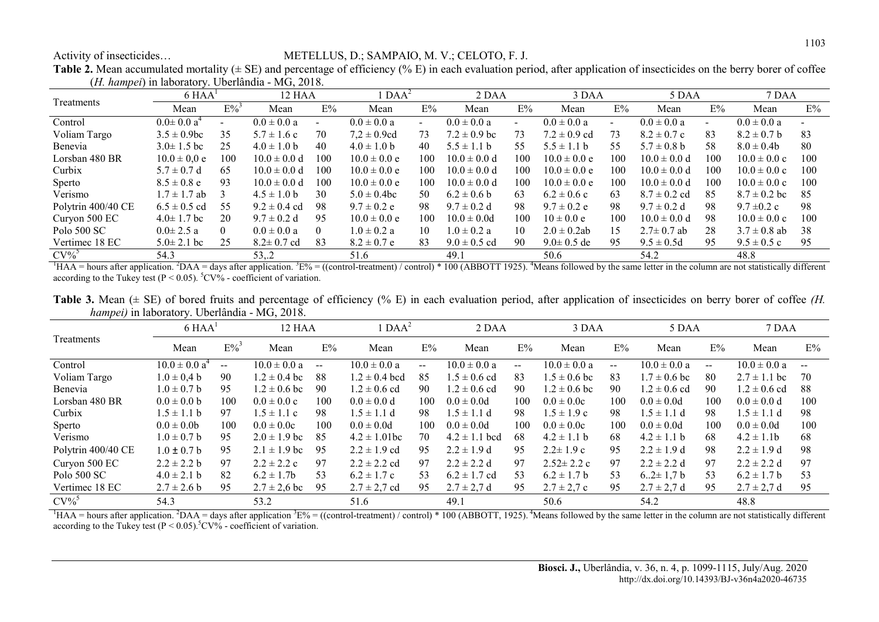**Table 2.** Mean accumulated mortality (± SE) and percentage of efficiency (% E) in each evaluation period, after application of insecticides on the berry borer of coffee (*H. hampei*) in laboratory. Uberlândia - MG, 2018.

| Treatments | 6 HAA[1] | | 12 HAA | | 1 DAA[2] | | 2 DAA | | 3 DAA | | 5 DAA | | 7 DAA | |
|---|---|---|---|---|---|---|---|---|---|---|---|---|---|---|
| | Mean | E%[3] | Mean | E% | Mean | E% | Mean | E% | Mean | E% | Mean | E% | Mean | E% |
| Control | 0.0± 0.0 a[4] | - | 0.0 ± 0.0 a | - | 0.0 ± 0.0 a | - | 0.0 ± 0.0 a | - | 0.0 ± 0.0 a | - | 0.0 ± 0.0 a | - | 0.0 ± 0.0 a | - |
| Voliam Targo | 3.5 ± 0.9bc | 35 | 5.7 ± 1.6 c | 70 | 7,2 ± 0.9cd | 73 | 7.2 ± 0.9 bc | 73 | 7.2 ± 0.9 cd | 73 | 8.2 ± 0.7 c | 83 | 8.2 ± 0.7 b | 83 |
| Benevia | 3.0± 1.5 bc | 25 | 4.0 ± 1.0 b | 40 | 4.0 ± 1.0 b | 40 | 5.5 ± 1.1 b | 55 | 5.5 ± 1.1 b | 55 | 5.7 ± 0.8 b | 58 | 8.0 ± 0.4b | 80 |
| Lorsban 480 BR | 10.0 ± 0,0 e | 100 | 10.0 ± 0.0 d | 100 | 10.0 ± 0.0 e | 100 | 10.0 ± 0.0 d | 100 | 10.0 ± 0.0 e | 100 | 10.0 ± 0.0 d | 100 | 10.0 ± 0.0 c | 100 |
| Curbix | 5.7 ± 0.7 d | 65 | 10.0 ± 0.0 d | 100 | 10.0 ± 0.0 e | 100 | 10.0 ± 0.0 d | 100 | 10.0 ± 0.0 e | 100 | 10.0 ± 0.0 d | 100 | 10.0 ± 0.0 c | 100 |
| Sperto | 8.5 ± 0.8 e | 93 | 10.0 ± 0.0 d | 100 | 10.0 ± 0.0 e | 100 | 10.0 ± 0.0 d | 100 | 10.0 ± 0.0 e | 100 | 10.0 ± 0.0 d | 100 | 10.0 ± 0.0 c | 100 |
| Verismo | 1.7 ± 1.7 ab | 3 | 4.5 ± 1.0 b | 30 | 5.0 ± 0.4bc | 50 | 6.2 ± 0.6 b | 63 | 6.2 ± 0.6 c | 63 | 8.7 ± 0.2 cd | 85 | 8.7 ± 0.2 bc | 85 |
| Polytrin 400/40 CE | 6.5 ± 0.5 cd | 55 | 9.2 ± 0.4 cd | 98 | 9.7 ± 0.2 e | 98 | 9.7 ± 0.2 d | 98 | 9.7 ± 0.2 e | 98 | 9.7 ± 0.2 d | 98 | 9.7 ±0.2 c | 98 |
| Curyon 500 EC | 4.0± 1.7 bc | 20 | 9.7 ± 0.2 d | 95 | 10.0 ± 0.0 e | 100 | 10.0 ± 0.0d | 100 | 10 ± 0.0 e | 100 | 10.0 ± 0.0 d | 98 | 10.0 ± 0.0 c | 100 |
| Polo 500 SC | 0.0± 2.5 a | 0 | 0.0 ± 0.0 a | 0 | 1.0 ± 0.2 a | 10 | 1.0 ± 0.2 a | 10 | 2.0 ± 0.2ab | 15 | 2.7± 0.7 ab | 28 | 3.7 ± 0.8 ab | 38 |
| Vertimec 18 EC | 5.0± 2.1 bc | 25 | 8.2± 0.7 cd | 83 | 8.2 ± 0.7 e | 83 | 9.0 ± 0.5 cd | 90 | 9.0± 0.5 de | 95 | 9.5 ± 0.5d | 95 | 9.5 ± 0.5 c | 95 |
| CV%[5] | 54.3 | | 53,.2 | | 51.6 | | 49.1 | | 50.6 | | 54.2 | | 48.8 | |

[1]HAA = hours after application. [2]DAA = days after application. [3]E% = ((control-treatment) / control) * 100 (ABBOTT 1925). [4]Means followed by the same letter in the column are not statistically different according to the Tukey test (P < 0.05). [5]CV% - coefficient of variation.

**Table 3.** Mean (± SE) of bored fruits and percentage of efficiency (% E) in each evaluation period, after application of insecticides on berry borer of coffee *(H. hampei)* in laboratory. Uberlândia - MG, 2018.

| Treatments | 6 HAA[1] | | 12 HAA | | 1 DAA[2] | | 2 DAA | | 3 DAA | | 5 DAA | | 7 DAA | |
|---|---|---|---|---|---|---|---|---|---|---|---|---|---|---|
| | Mean | E%[3] | Mean | E% | Mean | E% | Mean | E% | Mean | E% | Mean | E% | Mean | E% |
| Control | 10.0 ± 0.0 a[4] | -- | 10.0 ± 0.0 a | -- | 10.0 ± 0.0 a | -- | 10.0 ± 0.0 a | -- | 10.0 ± 0.0 a | -- | 10.0 ± 0.0 a | -- | 10.0 ± 0.0 a | -- |
| Voliam Targo | 1.0 ± 0,4 b | 90 | 1.2 ± 0.4 bc | 88 | 1.2 ± 0.4 bcd | 85 | 1.5 ± 0.6 cd | 83 | 1.5 ± 0.6 bc | 83 | 1.7 ± 0.6 bc | 80 | 2.7 ± 1.1 bc | 70 |
| Benevia | 1.0 ± 0.7 b | 95 | 1.2 ± 0.6 bc | 90 | 1.2 ± 0.6 cd | 90 | 1.2 ± 0.6 cd | 90 | 1.2 ± 0.6 bc | 90 | 1.2 ± 0.6 cd | 90 | 1.2 ± 0.6 cd | 88 |
| Lorsban 480 BR | 0.0 ± 0.0 b | 100 | 0.0 ± 0.0 c | 100 | 0.0 ± 0.0 d | 100 | 0.0 ± 0.0d | 100 | 0.0 ± 0.0c | 100 | 0.0 ± 0.0d | 100 | 0.0 ± 0.0 d | 100 |
| Curbix | 1.5 ± 1.1 b | 97 | 1.5 ± 1.1 c | 98 | 1.5 ± 1.1 d | 98 | 1.5 ± 1.1 d | 98 | 1.5 ± 1.9 c | 98 | 1.5 ± 1.1 d | 98 | 1.5 ± 1.1 d | 98 |
| Sperto | 0.0 ± 0.0b | 100 | 0.0 ± 0.0c | 100 | 0.0 ± 0.0d | 100 | 0.0 ± 0.0d | 100 | 0.0 ± 0.0c | 100 | 0.0 ± 0.0d | 100 | 0.0 ± 0.0d | 100 |
| Verismo | 1.0 ± 0.7 b | 95 | 2.0 ± 1.9 bc | 85 | 4.2 ± 1.01bc | 70 | 4.2 ± 1.1 bcd | 68 | 4.2 ± 1.1 b | 68 | 4.2 ± 1.1 b | 68 | 4.2 ± 1.1b | 68 |
| Polytrin 400/40 CE | 1.0 ± 0.7 b | 95 | 2.1 ± 1.9 bc | 95 | 2.2 ± 1.9 cd | 95 | 2.2 ± 1.9 d | 95 | 2.2± 1.9 c | 95 | 2.2 ± 1.9 d | 98 | 2.2 ± 1.9 d | 98 |
| Curyon 500 EC | 2.2 ± 2.2 b | 97 | 2.2 ± 2.2 c | 97 | 2.2 ± 2.2 cd | 97 | 2.2 ± 2.2 d | 97 | 2.52± 2.2 c | 97 | 2.2 ± 2.2 d | 97 | 2.2 ± 2.2 d | 97 |
| Polo 500 SC | 4.0 ± 2.1 b | 82 | 6.2 ± 1.7b | 53 | 6.2 ± 1.7 c | 53 | 6.2 ± 1.7 cd | 53 | 6.2 ± 1.7 b | 53 | 6..2± 1,7 b | 53 | 6.2 ± 1.7 b | 53 |
| Vertimec 18 EC | 2.7 ± 2.6 b | 95 | 2.7 ± 2,6 bc | 95 | 2.7 ± 2,7 cd | 95 | 2.7 ± 2,7 d | 95 | 2.7 ± 2,7 c | 95 | 2.7 ± 2,7 d | 95 | 2.7 ± 2,7 d | 95 |
| CV%[5] | 54.3 | | 53.2 | | 51.6 | | 49.1 | | 50.6 | | 54.2 | | 48.8 | |

[1]HAA = hours after application. [2]DAA = days after application [3]E% = ((control-treatment) / control) * 100 (ABBOTT, 1925). [4]Means followed by the same letter in the column are not statistically different according to the Tukey test (P < 0.05).[5]CV% - coefficient of variation.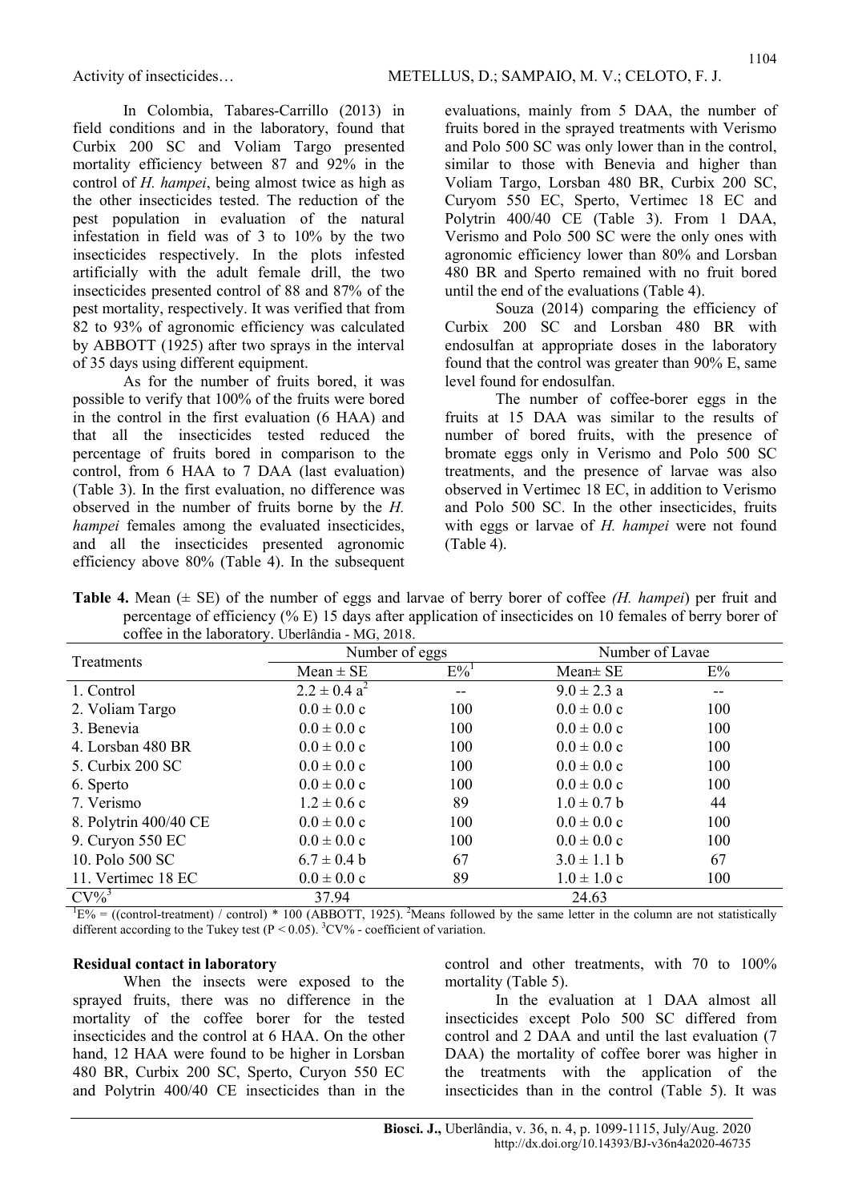In Colombia, Tabares-Carrillo (2013) in field conditions and in the laboratory, found that Curbix 200 SC and Voliam Targo presented mortality efficiency between 87 and 92% in the control of *H. hampei*, being almost twice as high as the other insecticides tested. The reduction of the pest population in evaluation of the natural infestation in field was of 3 to 10% by the two insecticides respectively. In the plots infested artificially with the adult female drill, the two insecticides presented control of 88 and 87% of the pest mortality, respectively. It was verified that from 82 to 93% of agronomic efficiency was calculated by ABBOTT (1925) after two sprays in the interval of 35 days using different equipment.

As for the number of fruits bored, it was possible to verify that 100% of the fruits were bored in the control in the first evaluation (6 HAA) and that all the insecticides tested reduced the percentage of fruits bored in comparison to the control, from 6 HAA to 7 DAA (last evaluation) (Table 3). In the first evaluation, no difference was observed in the number of fruits borne by the *H. hampei* females among the evaluated insecticides, and all the insecticides presented agronomic efficiency above 80% (Table 4). In the subsequent evaluations, mainly from 5 DAA, the number of fruits bored in the sprayed treatments with Verismo and Polo 500 SC was only lower than in the control, similar to those with Benevia and higher than Voliam Targo, Lorsban 480 BR, Curbix 200 SC, Curyom 550 EC, Sperto, Vertimec 18 EC and Polytrin 400/40 CE (Table 3). From 1 DAA, Verismo and Polo 500 SC were the only ones with agronomic efficiency lower than 80% and Lorsban 480 BR and Sperto remained with no fruit bored until the end of the evaluations (Table 4).

Souza (2014) comparing the efficiency of Curbix 200 SC and Lorsban 480 BR with endosulfan at appropriate doses in the laboratory found that the control was greater than 90% E, same level found for endosulfan.

The number of coffee-borer eggs in the fruits at 15 DAA was similar to the results of number of bored fruits, with the presence of bromate eggs only in Verismo and Polo 500 SC treatments, and the presence of larvae was also observed in Vertimec 18 EC, in addition to Verismo and Polo 500 SC. In the other insecticides, fruits with eggs or larvae of *H. hampei* were not found (Table 4).

**Table 4.** Mean (± SE) of the number of eggs and larvae of berry borer of coffee *(H. hampei)* per fruit and percentage of efficiency (% E) 15 days after application of insecticides on 10 females of berry borer of coffee in the laboratory. Uberlândia - MG, 2018.

| Treatments | Number of eggs | | Number of Lavae | |
|---|---|---|---|---|
| | Mean ± SE | E%[1] | Mean± SE | E% |
| 1. Control | 2.2 ± 0.4 a[2] | -- | 9.0 ± 2.3 a | -- |
| 2. Voliam Targo | 0.0 ± 0.0 c | 100 | 0.0 ± 0.0 c | 100 |
| 3. Benevia | 0.0 ± 0.0 c | 100 | 0.0 ± 0.0 c | 100 |
| 4. Lorsban 480 BR | 0.0 ± 0.0 c | 100 | 0.0 ± 0.0 c | 100 |
| 5. Curbix 200 SC | 0.0 ± 0.0 c | 100 | 0.0 ± 0.0 c | 100 |
| 6. Sperto | 0.0 ± 0.0 c | 100 | 0.0 ± 0.0 c | 100 |
| 7. Verismo | 1.2 ± 0.6 c | 89 | 1.0 ± 0.7 b | 44 |
| 8. Polytrin 400/40 CE | 0.0 ± 0.0 c | 100 | 0.0 ± 0.0 c | 100 |
| 9. Curyon 550 EC | 0.0 ± 0.0 c | 100 | 0.0 ± 0.0 c | 100 |
| 10. Polo 500 SC | 6.7 ± 0.4 b | 67 | 3.0 ± 1.1 b | 67 |
| 11. Vertimec 18 EC | 0.0 ± 0.0 c | 89 | 1.0 ± 1.0 c | 100 |
| CV%[3] | 37.94 | | 24.63 | |

[1]E% = ((control-treatment) / control) * 100 (ABBOTT, 1925). [2]Means followed by the same letter in the column are not statistically different according to the Tukey test ($P < 0.05$). [3]CV% - coefficient of variation.

**Residual contact in laboratory**

When the insects were exposed to the sprayed fruits, there was no difference in the mortality of the coffee borer for the tested insecticides and the control at 6 HAA. On the other hand, 12 HAA were found to be higher in Lorsban 480 BR, Curbix 200 SC, Sperto, Curyon 550 EC and Polytrin 400/40 CE insecticides than in the control and other treatments, with 70 to 100% mortality (Table 5).

In the evaluation at 1 DAA almost all insecticides except Polo 500 SC differed from control and 2 DAA and until the last evaluation (7 DAA) the mortality of coffee borer was higher in the treatments with the application of the insecticides than in the control (Table 5). It was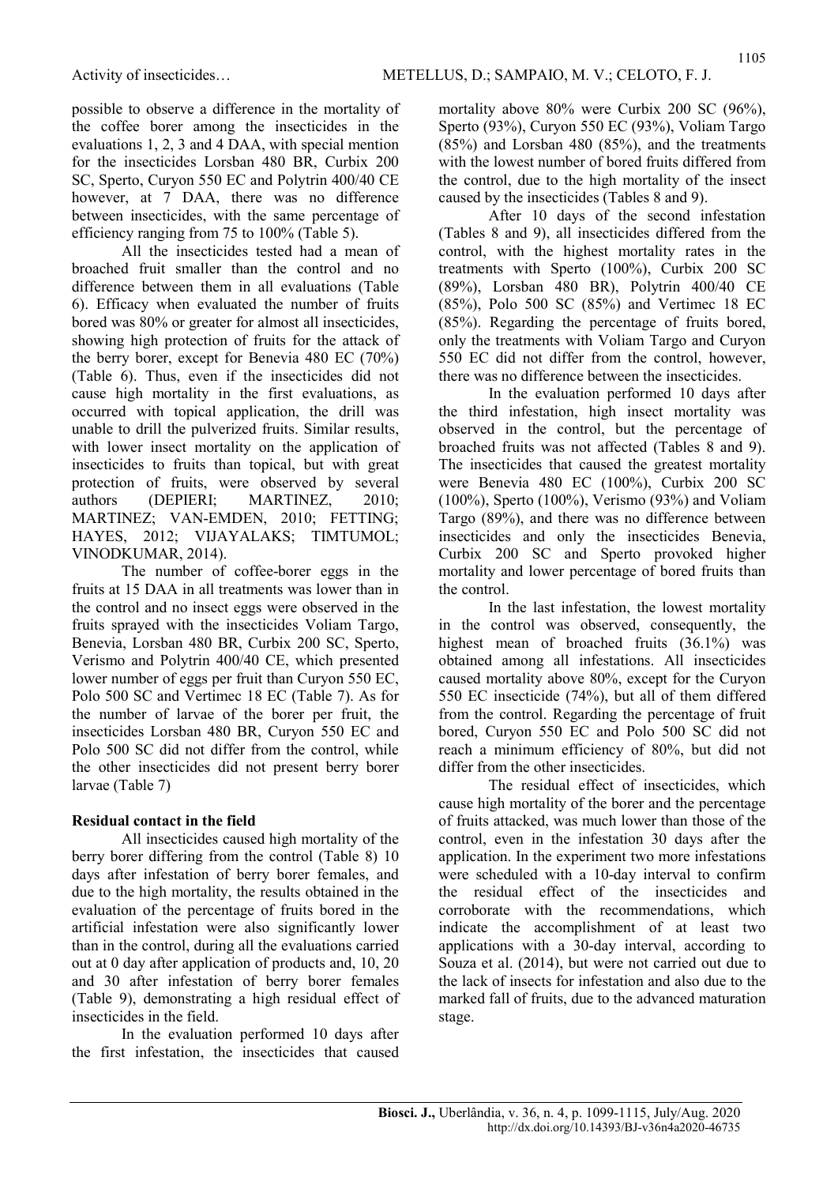possible to observe a difference in the mortality of the coffee borer among the insecticides in the evaluations 1, 2, 3 and 4 DAA, with special mention for the insecticides Lorsban 480 BR, Curbix 200 SC, Sperto, Curyon 550 EC and Polytrin 400/40 CE however, at 7 DAA, there was no difference between insecticides, with the same percentage of efficiency ranging from 75 to 100% (Table 5).

All the insecticides tested had a mean of broached fruit smaller than the control and no difference between them in all evaluations (Table 6). Efficacy when evaluated the number of fruits bored was 80% or greater for almost all insecticides, showing high protection of fruits for the attack of the berry borer, except for Benevia 480 EC (70%) (Table 6). Thus, even if the insecticides did not cause high mortality in the first evaluations, as occurred with topical application, the drill was unable to drill the pulverized fruits. Similar results, with lower insect mortality on the application of insecticides to fruits than topical, but with great protection of fruits, were observed by several authors (DEPIERI; MARTINEZ, 2010; MARTINEZ; VAN-EMDEN, 2010; FETTING; HAYES, 2012; VIJAYALAKS; TIMTUMOL; VINODKUMAR, 2014).

The number of coffee-borer eggs in the fruits at 15 DAA in all treatments was lower than in the control and no insect eggs were observed in the fruits sprayed with the insecticides Voliam Targo, Benevia, Lorsban 480 BR, Curbix 200 SC, Sperto, Verismo and Polytrin 400/40 CE, which presented lower number of eggs per fruit than Curyon 550 EC, Polo 500 SC and Vertimec 18 EC (Table 7). As for the number of larvae of the borer per fruit, the insecticides Lorsban 480 BR, Curyon 550 EC and Polo 500 SC did not differ from the control, while the other insecticides did not present berry borer larvae (Table 7)

**Residual contact in the field**

All insecticides caused high mortality of the berry borer differing from the control (Table 8) 10 days after infestation of berry borer females, and due to the high mortality, the results obtained in the evaluation of the percentage of fruits bored in the artificial infestation were also significantly lower than in the control, during all the evaluations carried out at 0 day after application of products and, 10, 20 and 30 after infestation of berry borer females (Table 9), demonstrating a high residual effect of insecticides in the field.

In the evaluation performed 10 days after the first infestation, the insecticides that caused mortality above 80% were Curbix 200 SC (96%), Sperto (93%), Curyon 550 EC (93%), Voliam Targo (85%) and Lorsban 480 (85%), and the treatments with the lowest number of bored fruits differed from the control, due to the high mortality of the insect caused by the insecticides (Tables 8 and 9).

After 10 days of the second infestation (Tables 8 and 9), all insecticides differed from the control, with the highest mortality rates in the treatments with Sperto (100%), Curbix 200 SC (89%), Lorsban 480 BR), Polytrin 400/40 CE (85%), Polo 500 SC (85%) and Vertimec 18 EC (85%). Regarding the percentage of fruits bored, only the treatments with Voliam Targo and Curyon 550 EC did not differ from the control, however, there was no difference between the insecticides.

In the evaluation performed 10 days after the third infestation, high insect mortality was observed in the control, but the percentage of broached fruits was not affected (Tables 8 and 9). The insecticides that caused the greatest mortality were Benevia 480 EC (100%), Curbix 200 SC (100%), Sperto (100%), Verismo (93%) and Voliam Targo (89%), and there was no difference between insecticides and only the insecticides Benevia, Curbix 200 SC and Sperto provoked higher mortality and lower percentage of bored fruits than the control.

In the last infestation, the lowest mortality in the control was observed, consequently, the highest mean of broached fruits (36.1%) was obtained among all infestations. All insecticides caused mortality above 80%, except for the Curyon 550 EC insecticide (74%), but all of them differed from the control. Regarding the percentage of fruit bored, Curyon 550 EC and Polo 500 SC did not reach a minimum efficiency of 80%, but did not differ from the other insecticides.

The residual effect of insecticides, which cause high mortality of the borer and the percentage of fruits attacked, was much lower than those of the control, even in the infestation 30 days after the application. In the experiment two more infestations were scheduled with a 10-day interval to confirm the residual effect of the insecticides and corroborate with the recommendations, which indicate the accomplishment of at least two applications with a 30-day interval, according to Souza et al. (2014), but were not carried out due to the lack of insects for infestation and also due to the marked fall of fruits, due to the advanced maturation stage.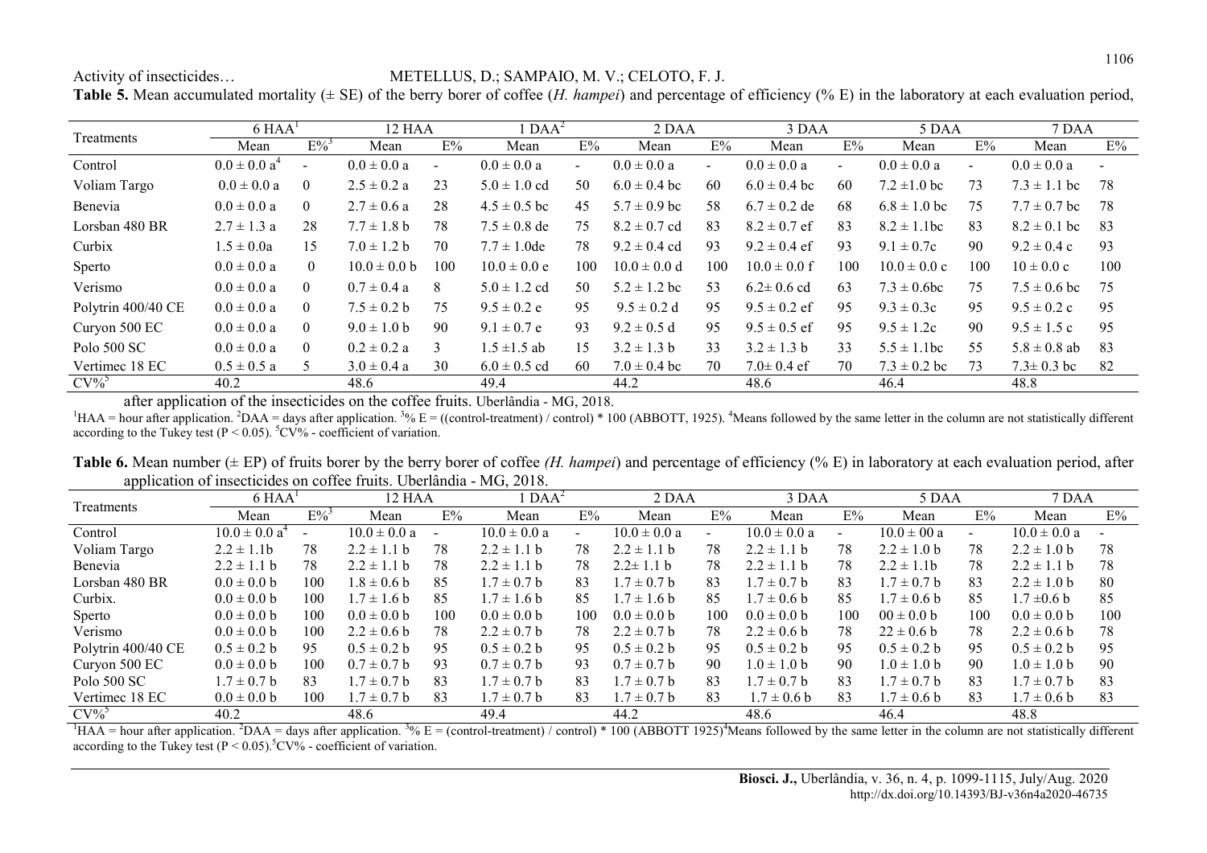**Table 5.** Mean accumulated mortality (± SE) of the berry borer of coffee (*H. hampei*) and percentage of efficiency (% E) in the laboratory at each evaluation period, after application of the insecticides on the coffee fruits. Uberlândia - MG, 2018.

| Treatments | 6 HAA[1] | | 12 HAA | | 1 DAA[2] | | 2 DAA | | 3 DAA | | 5 DAA | | 7 DAA | |
|---|---|---|---|---|---|---|---|---|---|---|---|---|---|---|
| | Mean | E%[3] | Mean | E% | Mean | E% | Mean | E% | Mean | E% | Mean | E% | Mean | E% |
| Control | 0.0 ± 0.0 a[4] | - | 0.0 ± 0.0 a | - | 0.0 ± 0.0 a | - | 0.0 ± 0.0 a | - | 0.0 ± 0.0 a | - | 0.0 ± 0.0 a | - | 0.0 ± 0.0 a | - |
| Voliam Targo | 0.0 ± 0.0 a | 0 | 2.5 ± 0.2 a | 23 | 5.0 ± 1.0 cd | 50 | 6.0 ± 0.4 bc | 60 | 6.0 ± 0.4 bc | 60 | 7.2 ±1.0 bc | 73 | 7.3 ± 1.1 bc | 78 |
| Benevia | 0.0 ± 0.0 a | 0 | 2.7 ± 0.6 a | 28 | 4.5 ± 0.5 bc | 45 | 5.7 ± 0.9 bc | 58 | 6.7 ± 0.2 de | 68 | 6.8 ± 1.0 bc | 75 | 7.7 ± 0.7 bc | 78 |
| Lorsban 480 BR | 2.7 ± 1.3 a | 28 | 7.7 ± 1.8 b | 78 | 7.5 ± 0.8 de | 75 | 8.2 ± 0.7 cd | 83 | 8.2 ± 0.7 ef | 83 | 8.2 ± 1.1bc | 83 | 8.2 ± 0.1 bc | 83 |
| Curbix | 1.5 ± 0.0a | 15 | 7.0 ± 1.2 b | 70 | 7.7 ± 1.0de | 78 | 9.2 ± 0.4 cd | 93 | 9.2 ± 0.4 ef | 93 | 9.1 ± 0.7c | 90 | 9.2 ± 0.4 c | 93 |
| Sperto | 0.0 ± 0.0 a | 0 | 10.0 ± 0.0 b | 100 | 10.0 ± 0.0 e | 100 | 10.0 ± 0.0 d | 100 | 10.0 ± 0.0 f | 100 | 10.0 ± 0.0 c | 100 | 10 ± 0.0 c | 100 |
| Verismo | 0.0 ± 0.0 a | 0 | 0.7 ± 0.4 a | 8 | 5.0 ± 1.2 cd | 50 | 5.2 ± 1.2 bc | 53 | 6.2± 0.6 cd | 63 | 7.3 ± 0.6bc | 75 | 7.5 ± 0.6 bc | 75 |
| Polytrin 400/40 CE | 0.0 ± 0.0 a | 0 | 7.5 ± 0.2 b | 75 | 9.5 ± 0.2 e | 95 | 9.5 ± 0.2 d | 95 | 9.5 ± 0.2 ef | 95 | 9.3 ± 0.3c | 95 | 9.5 ± 0.2 c | 95 |
| Curyon 500 EC | 0.0 ± 0.0 a | 0 | 9.0 ± 1.0 b | 90 | 9.1 ± 0.7 e | 93 | 9.2 ± 0.5 d | 95 | 9.5 ± 0.5 ef | 95 | 9.5 ± 1.2c | 90 | 9.5 ± 1.5 c | 95 |
| Polo 500 SC | 0.0 ± 0.0 a | 0 | 0.2 ± 0.2 a | 3 | 1.5 ±1.5 ab | 15 | 3.2 ± 1.3 b | 33 | 3.2 ± 1.3 b | 33 | 5.5 ± 1.1bc | 55 | 5.8 ± 0.8 ab | 83 |
| Vertimec 18 EC | 0.5 ± 0.5 a | 5 | 3.0 ± 0.4 a | 30 | 6.0 ± 0.5 cd | 60 | 7.0 ± 0.4 bc | 70 | 7.0± 0.4 ef | 70 | 7.3 ± 0.2 bc | 73 | 7.3± 0.3 bc | 82 |
| CV%[5] | 40.2 | | 48.6 | | 49.4 | | 44.2 | | 48.6 | | 46.4 | | 48.8 | |

[1]HAA = hour after application. [2]DAA = days after application. [3]% E = ((control-treatment) / control) * 100 (ABBOTT, 1925). [4]Means followed by the same letter in the column are not statistically different according to the Tukey test ($P < 0.05$). [5]CV% - coefficient of variation.

**Table 6.** Mean number (± EP) of fruits borer by the berry borer of coffee *(H. hampei*) and percentage of efficiency (% E) in laboratory at each evaluation period, after application of insecticides on coffee fruits. Uberlândia - MG, 2018.

| Treatments | 6 HAA[1] | | 12 HAA | | 1 DAA[2] | | 2 DAA | | 3 DAA | | 5 DAA | | 7 DAA | |
|---|---|---|---|---|---|---|---|---|---|---|---|---|---|---|
| | Mean | E%[3] | Mean | E% | Mean | E% | Mean | E% | Mean | E% | Mean | E% | Mean | E% |
| Control | 10.0 ± 0.0 a[4] | - | 10.0 ± 0.0 a | - | 10.0 ± 0.0 a | - | 10.0 ± 0.0 a | - | 10.0 ± 0.0 a | - | 10.0 ± 00 a | - | 10.0 ± 0.0 a | - |
| Voliam Targo | 2.2 ± 1.1b | 78 | 2.2 ± 1.1 b | 78 | 2.2 ± 1.1 b | 78 | 2.2 ± 1.1 b | 78 | 2.2 ± 1.1 b | 78 | 2.2 ± 1.0 b | 78 | 2.2 ± 1.0 b | 78 |
| Benevia | 2.2 ± 1.1 b | 78 | 2.2 ± 1.1 b | 78 | 2.2 ± 1.1 b | 78 | 2.2± 1.1 b | 78 | 2.2 ± 1.1 b | 78 | 2.2 ± 1.1b | 78 | 2.2 ± 1.1 b | 78 |
| Lorsban 480 BR | 0.0 ± 0.0 b | 100 | 1.8 ± 0.6 b | 85 | 1.7 ± 0.7 b | 83 | 1.7 ± 0.7 b | 83 | 1.7 ± 0.7 b | 83 | 1.7 ± 0.7 b | 83 | 2.2 ± 1.0 b | 80 |
| Curbix. | 0.0 ± 0.0 b | 100 | 1.7 ± 1.6 b | 85 | 1.7 ± 1.6 b | 85 | 1.7 ± 1.6 b | 85 | 1.7 ± 0.6 b | 85 | 1.7 ± 0.6 b | 85 | 1.7 ±0.6 b | 85 |
| Sperto | 0.0 ± 0.0 b | 100 | 0.0 ± 0.0 b | 100 | 0.0 ± 0.0 b | 100 | 0.0 ± 0.0 b | 100 | 0.0 ± 0.0 b | 100 | 00 ± 0.0 b | 100 | 0.0 ± 0.0 b | 100 |
| Verismo | 0.0 ± 0.0 b | 100 | 2.2 ± 0.6 b | 78 | 2.2 ± 0.7 b | 78 | 2.2 ± 0.7 b | 78 | 2.2 ± 0.6 b | 78 | 22 ± 0.6 b | 78 | 2.2 ± 0.6 b | 78 |
| Polytrin 400/40 CE | 0.5 ± 0.2 b | 95 | 0.5 ± 0.2 b | 95 | 0.5 ± 0.2 b | 95 | 0.5 ± 0.2 b | 95 | 0.5 ± 0.2 b | 95 | 0.5 ± 0.2 b | 95 | 0.5 ± 0.2 b | 95 |
| Curyon 500 EC | 0.0 ± 0.0 b | 100 | 0.7 ± 0.7 b | 93 | 0.7 ± 0.7 b | 93 | 0.7 ± 0.7 b | 90 | 1.0 ± 1.0 b | 90 | 1.0 ± 1.0 b | 90 | 1.0 ± 1.0 b | 90 |
| Polo 500 SC | 1.7 ± 0.7 b | 83 | 1.7 ± 0.7 b | 83 | 1.7 ± 0.7 b | 83 | 1.7 ± 0.7 b | 83 | 1.7 ± 0.7 b | 83 | 1.7 ± 0.7 b | 83 | 1.7 ± 0.7 b | 83 |
| Vertimec 18 EC | 0.0 ± 0.0 b | 100 | 1.7 ± 0.7 b | 83 | 1.7 ± 0.7 b | 83 | 1.7 ± 0.7 b | 83 | 1.7 ± 0.6 b | 83 | 1.7 ± 0.6 b | 83 | 1.7 ± 0.6 b | 83 |
| CV%[5] | 40.2 | | 48.6 | | 49.4 | | 44.2 | | 48.6 | | 46.4 | | 48.8 | |

[1]HAA = hour after application. [2]DAA = days after application. [3]% E = (control-treatment) / control) * 100 (ABBOTT 1925)[4]Means followed by the same letter in the column are not statistically different according to the Tukey test ($P < 0.05$).[5]CV% - coefficient of variation.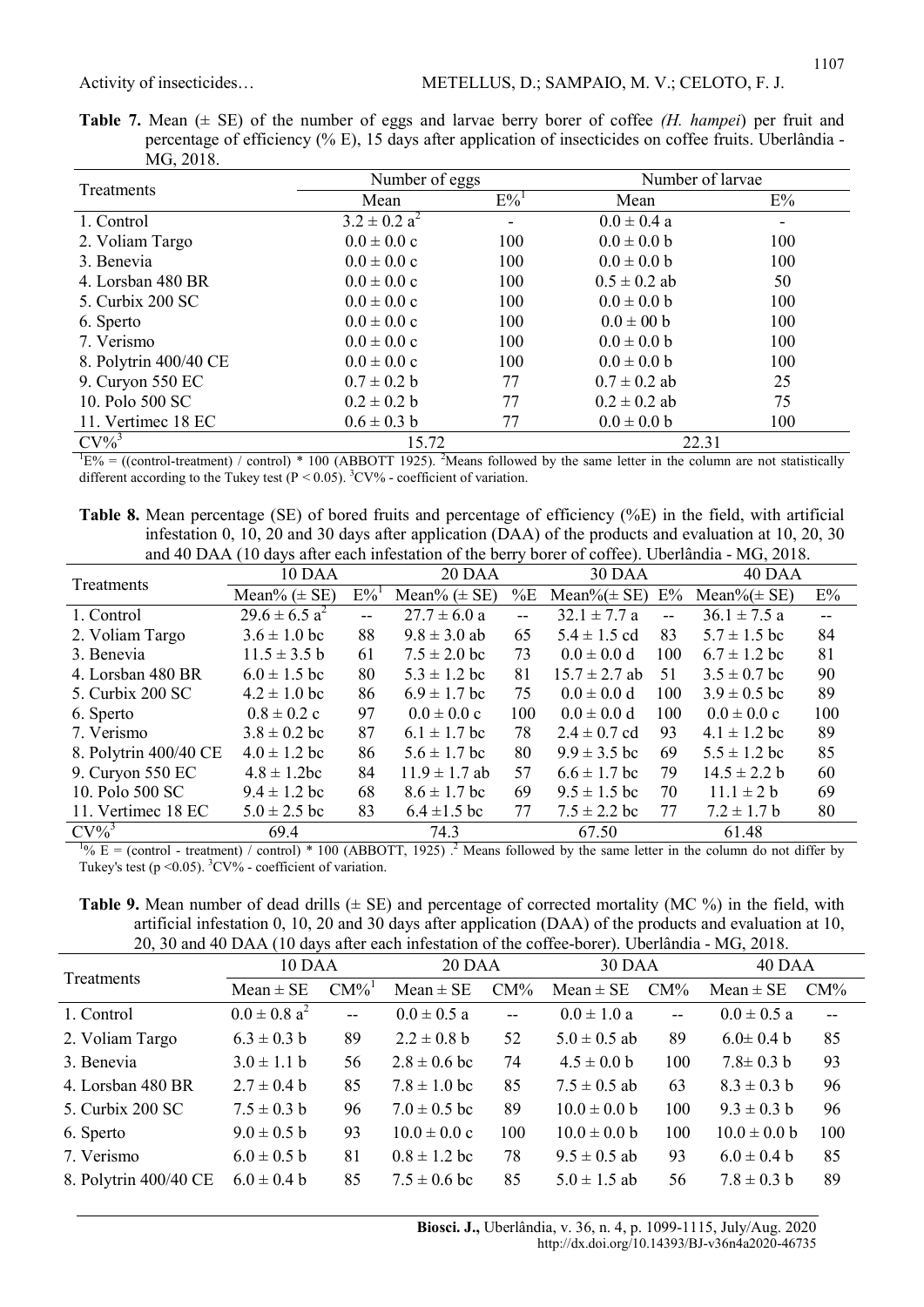**Table 7.** Mean (± SE) of the number of eggs and larvae berry borer of coffee *(H. hampei)* per fruit and percentage of efficiency (% E), 15 days after application of insecticides on coffee fruits. Uberlândia - MG, 2018.

| Treatments | Number of eggs | | Number of larvae | |
|---|---|---|---|---|
| | Mean | E%[1] | Mean | E% |
| 1. Control | 3.2 ± 0.2 a[2] | - | 0.0 ± 0.4 a | - |
| 2. Voliam Targo | 0.0 ± 0.0 c | 100 | 0.0 ± 0.0 b | 100 |
| 3. Benevia | 0.0 ± 0.0 c | 100 | 0.0 ± 0.0 b | 100 |
| 4. Lorsban 480 BR | 0.0 ± 0.0 c | 100 | 0.5 ± 0.2 ab | 50 |
| 5. Curbix 200 SC | 0.0 ± 0.0 c | 100 | 0.0 ± 0.0 b | 100 |
| 6. Sperto | 0.0 ± 0.0 c | 100 | 0.0 ± 00 b | 100 |
| 7. Verismo | 0.0 ± 0.0 c | 100 | 0.0 ± 0.0 b | 100 |
| 8. Polytrin 400/40 CE | 0.0 ± 0.0 c | 100 | 0.0 ± 0.0 b | 100 |
| 9. Curyon 550 EC | 0.7 ± 0.2 b | 77 | 0.7 ± 0.2 ab | 25 |
| 10. Polo 500 SC | 0.2 ± 0.2 b | 77 | 0.2 ± 0.2 ab | 75 |
| 11. Vertimec 18 EC | 0.6 ± 0.3 b | 77 | 0.0 ± 0.0 b | 100 |
| CV%[3] | 15.72 | | 22.31 | |

[1]E% = ((control-treatment) / control) * 100 (ABBOTT 1925). [2]Means followed by the same letter in the column are not statistically different according to the Tukey test (P < 0.05). [3]CV% - coefficient of variation.

**Table 8.** Mean percentage (SE) of bored fruits and percentage of efficiency (%E) in the field, with artificial infestation 0, 10, 20 and 30 days after application (DAA) of the products and evaluation at 10, 20, 30 and 40 DAA (10 days after each infestation of the berry borer of coffee). Uberlândia - MG, 2018.

| Treatments | 10 DAA | | 20 DAA | | 30 DAA | | 40 DAA | |
|---|---|---|---|---|---|---|---|---|
| | Mean% (± SE) | E%[1] | Mean% (± SE) | %E | Mean%(± SE) | E% | Mean%(± SE) | E% |
| 1. Control | 29.6 ± 6.5 a[2] | -- | 27.7 ± 6.0 a | -- | 32.1 ± 7.7 a | -- | 36.1 ± 7.5 a | -- |
| 2. Voliam Targo | 3.6 ± 1.0 bc | 88 | 9.8 ± 3.0 ab | 65 | 5.4 ± 1.5 cd | 83 | 5.7 ± 1.5 bc | 84 |
| 3. Benevia | 11.5 ± 3.5 b | 61 | 7.5 ± 2.0 bc | 73 | 0.0 ± 0.0 d | 100 | 6.7 ± 1.2 bc | 81 |
| 4. Lorsban 480 BR | 6.0 ± 1.5 bc | 80 | 5.3 ± 1.2 bc | 81 | 15.7 ± 2.7 ab | 51 | 3.5 ± 0.7 bc | 90 |
| 5. Curbix 200 SC | 4.2 ± 1.0 bc | 86 | 6.9 ± 1.7 bc | 75 | 0.0 ± 0.0 d | 100 | 3.9 ± 0.5 bc | 89 |
| 6. Sperto | 0.8 ± 0.2 c | 97 | 0.0 ± 0.0 c | 100 | 0.0 ± 0.0 d | 100 | 0.0 ± 0.0 c | 100 |
| 7. Verismo | 3.8 ± 0.2 bc | 87 | 6.1 ± 1.7 bc | 78 | 2.4 ± 0.7 cd | 93 | 4.1 ± 1.2 bc | 89 |
| 8. Polytrin 400/40 CE | 4.0 ± 1.2 bc | 86 | 5.6 ± 1.7 bc | 80 | 9.9 ± 3.5 bc | 69 | 5.5 ± 1.2 bc | 85 |
| 9. Curyon 550 EC | 4.8 ± 1.2bc | 84 | 11.9 ± 1.7 ab | 57 | 6.6 ± 1.7 bc | 79 | 14.5 ± 2.2 b | 60 |
| 10. Polo 500 SC | 9.4 ± 1.2 bc | 68 | 8.6 ± 1.7 bc | 69 | 9.5 ± 1.5 bc | 70 | 11.1 ± 2 b | 69 |
| 11. Vertimec 18 EC | 5.0 ± 2.5 bc | 83 | 6.4 ±1.5 bc | 77 | 7.5 ± 2.2 bc | 77 | 7.2 ± 1.7 b | 80 |
| CV%[3] | 69.4 | | 74.3 | | 67.50 | | 61.48 | |

[1]% E = (control - treatment) / control) * 100 (ABBOTT, 1925) .[2] Means followed by the same letter in the column do not differ by Tukey's test (p <0.05). [3]CV% - coefficient of variation.

**Table 9.** Mean number of dead drills (± SE) and percentage of corrected mortality (MC %) in the field, with artificial infestation 0, 10, 20 and 30 days after application (DAA) of the products and evaluation at 10, 20, 30 and 40 DAA (10 days after each infestation of the coffee-borer). Uberlândia - MG, 2018.

| Treatments | 10 DAA | | 20 DAA | | 30 DAA | | 40 DAA | |
|---|---|---|---|---|---|---|---|---|
| | Mean ± SE | CM%[1] | Mean ± SE | CM% | Mean ± SE | CM% | Mean ± SE | CM% |
| 1. Control | 0.0 ± 0.8 a[2] | -- | 0.0 ± 0.5 a | -- | 0.0 ± 1.0 a | -- | 0.0 ± 0.5 a | -- |
| 2. Voliam Targo | 6.3 ± 0.3 b | 89 | 2.2 ± 0.8 b | 52 | 5.0 ± 0.5 ab | 89 | 6.0± 0.4 b | 85 |
| 3. Benevia | 3.0 ± 1.1 b | 56 | 2.8 ± 0.6 bc | 74 | 4.5 ± 0.0 b | 100 | 7.8± 0.3 b | 93 |
| 4. Lorsban 480 BR | 2.7 ± 0.4 b | 85 | 7.8 ± 1.0 bc | 85 | 7.5 ± 0.5 ab | 63 | 8.3 ± 0.3 b | 96 |
| 5. Curbix 200 SC | 7.5 ± 0.3 b | 96 | 7.0 ± 0.5 bc | 89 | 10.0 ± 0.0 b | 100 | 9.3 ± 0.3 b | 96 |
| 6. Sperto | 9.0 ± 0.5 b | 93 | 10.0 ± 0.0 c | 100 | 10.0 ± 0.0 b | 100 | 10.0 ± 0.0 b | 100 |
| 7. Verismo | 6.0 ± 0.5 b | 81 | 0.8 ± 1.2 bc | 78 | 9.5 ± 0.5 ab | 93 | 6.0 ± 0.4 b | 85 |
| 8. Polytrin 400/40 CE | 6.0 ± 0.4 b | 85 | 7.5 ± 0.6 bc | 85 | 5.0 ± 1.5 ab | 56 | 7.8 ± 0.3 b | 89 |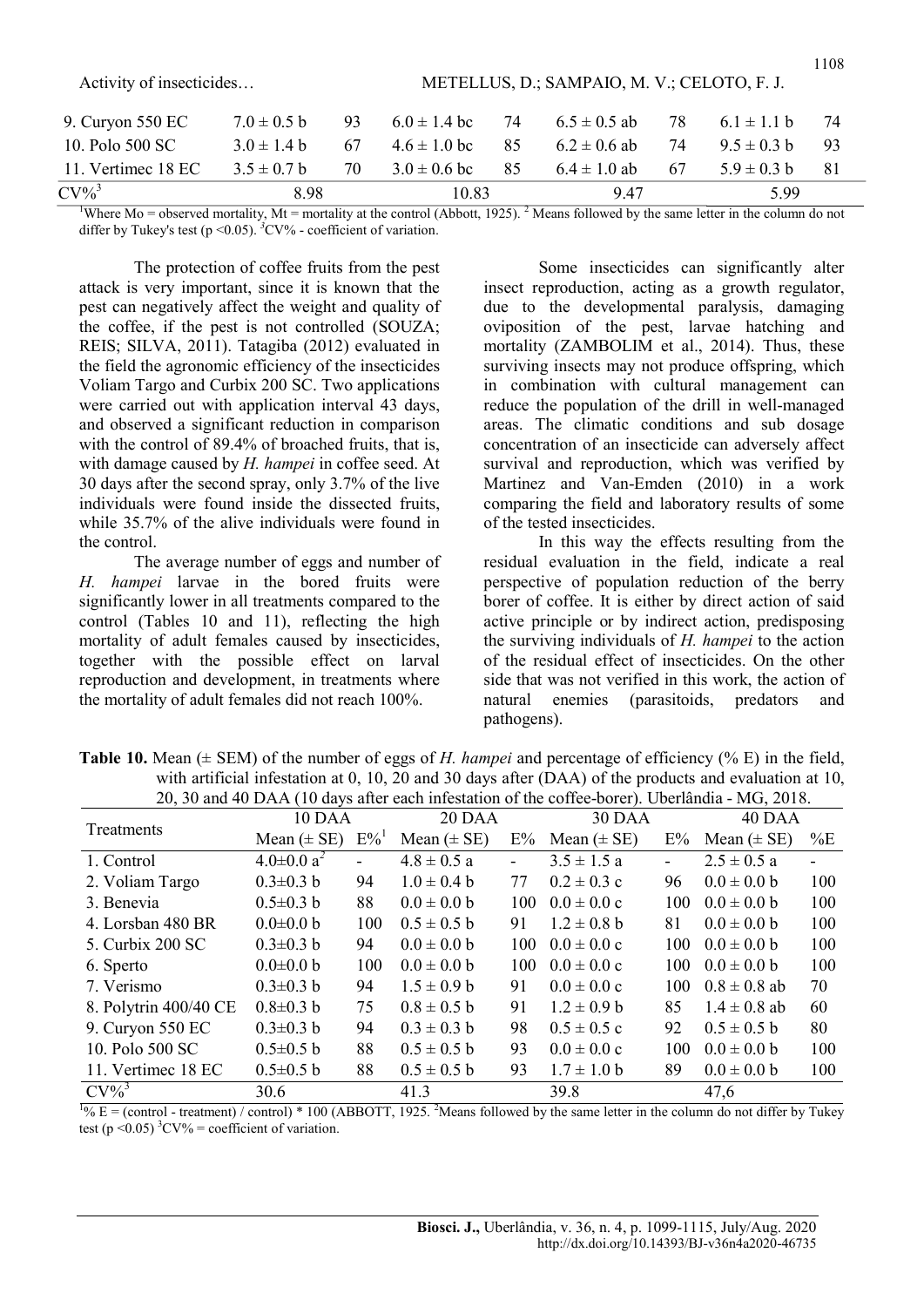| 9. Curyon 550 EC | 7.0 ± 0.5 b | 93 | 6.0 ± 1.4 bc | 74 | 6.5 ± 0.5 ab | 78 | 6.1 ± 1.1 b | 74 |
|---|---|---|---|---|---|---|---|---|
| 10. Polo 500 SC | 3.0 ± 1.4 b | 67 | 4.6 ± 1.0 bc | 85 | 6.2 ± 0.6 ab | 74 | 9.5 ± 0.3 b | 93 |
| 11. Vertimec 18 EC | 3.5 ± 0.7 b | 70 | 3.0 ± 0.6 bc | 85 | 6.4 ± 1.0 ab | 67 | 5.9 ± 0.3 b | 81 |
| CV%[3] | 8.98 | | 10.83 | | 9.47 | | 5.99 | |

[1]Where Mo = observed mortality, Mt = mortality at the control (Abbott, 1925). [2] Means followed by the same letter in the column do not differ by Tukey's test ($p < 0.05$). [3]CV% - coefficient of variation.

The protection of coffee fruits from the pest attack is very important, since it is known that the pest can negatively affect the weight and quality of the coffee, if the pest is not controlled (SOUZA; REIS; SILVA, 2011). Tatagiba (2012) evaluated in the field the agronomic efficiency of the insecticides Voliam Targo and Curbix 200 SC. Two applications were carried out with application interval 43 days, and observed a significant reduction in comparison with the control of 89.4% of broached fruits, that is, with damage caused by *H. hampei* in coffee seed. At 30 days after the second spray, only 3.7% of the live individuals were found inside the dissected fruits, while 35.7% of the alive individuals were found in the control.

The average number of eggs and number of *H. hampei* larvae in the bored fruits were significantly lower in all treatments compared to the control (Tables 10 and 11), reflecting the high mortality of adult females caused by insecticides, together with the possible effect on larval reproduction and development, in treatments where the mortality of adult females did not reach 100%.

Some insecticides can significantly alter insect reproduction, acting as a growth regulator, due to the developmental paralysis, damaging oviposition of the pest, larvae hatching and mortality (ZAMBOLIM et al., 2014). Thus, these surviving insects may not produce offspring, which in combination with cultural management can reduce the population of the drill in well-managed areas. The climatic conditions and sub dosage concentration of an insecticide can adversely affect survival and reproduction, which was verified by Martinez and Van-Emden (2010) in a work comparing the field and laboratory results of some of the tested insecticides.

In this way the effects resulting from the residual evaluation in the field, indicate a real perspective of population reduction of the berry borer of coffee. It is either by direct action of said active principle or by indirect action, predisposing the surviving individuals of *H. hampei* to the action of the residual effect of insecticides. On the other side that was not verified in this work, the action of natural enemies (parasitoids, predators and pathogens).

**Table 10.** Mean (± SEM) of the number of eggs of *H. hampei* and percentage of efficiency (% E) in the field, with artificial infestation at 0, 10, 20 and 30 days after (DAA) of the products and evaluation at 10, 20, 30 and 40 DAA (10 days after each infestation of the coffee-borer). Uberlândia - MG, 2018.

| Treatments | 10 DAA | | 20 DAA | | 30 DAA | | 40 DAA | |
|---|---|---|---|---|---|---|---|---|
| | Mean (± SE) | E%[1] | Mean (± SE) | E% | Mean (± SE) | E% | Mean (± SE) | %E |
| 1. Control | 4.0±0.0 a[2] | - | 4.8 ± 0.5 a | - | 3.5 ± 1.5 a | - | 2.5 ± 0.5 a | - |
| 2. Voliam Targo | 0.3±0.3 b | 94 | 1.0 ± 0.4 b | 77 | 0.2 ± 0.3 c | 96 | 0.0 ± 0.0 b | 100 |
| 3. Benevia | 0.5±0.3 b | 88 | 0.0 ± 0.0 b | 100 | 0.0 ± 0.0 c | 100 | 0.0 ± 0.0 b | 100 |
| 4. Lorsban 480 BR | 0.0±0.0 b | 100 | 0.5 ± 0.5 b | 91 | 1.2 ± 0.8 b | 81 | 0.0 ± 0.0 b | 100 |
| 5. Curbix 200 SC | 0.3±0.3 b | 94 | 0.0 ± 0.0 b | 100 | 0.0 ± 0.0 c | 100 | 0.0 ± 0.0 b | 100 |
| 6. Sperto | 0.0±0.0 b | 100 | 0.0 ± 0.0 b | 100 | 0.0 ± 0.0 c | 100 | 0.0 ± 0.0 b | 100 |
| 7. Verismo | 0.3±0.3 b | 94 | 1.5 ± 0.9 b | 91 | 0.0 ± 0.0 c | 100 | 0.8 ± 0.8 ab | 70 |
| 8. Polytrin 400/40 CE | 0.8±0.3 b | 75 | 0.8 ± 0.5 b | 91 | 1.2 ± 0.9 b | 85 | 1.4 ± 0.8 ab | 60 |
| 9. Curyon 550 EC | 0.3±0.3 b | 94 | 0.3 ± 0.3 b | 98 | 0.5 ± 0.5 c | 92 | 0.5 ± 0.5 b | 80 |
| 10. Polo 500 SC | 0.5±0.5 b | 88 | 0.5 ± 0.5 b | 93 | 0.0 ± 0.0 c | 100 | 0.0 ± 0.0 b | 100 |
| 11. Vertimec 18 EC | 0.5±0.5 b | 88 | 0.5 ± 0.5 b | 93 | 1.7 ± 1.0 b | 89 | 0.0 ± 0.0 b | 100 |
| CV%[3] | 30.6 | | 41.3 | | 39.8 | | 47,6 | |

[1]% E = (control - treatment) / control) * 100 (ABBOTT, 1925. [2]Means followed by the same letter in the column do not differ by Tukey test ($p < 0.05$) [3]CV% = coefficient of variation.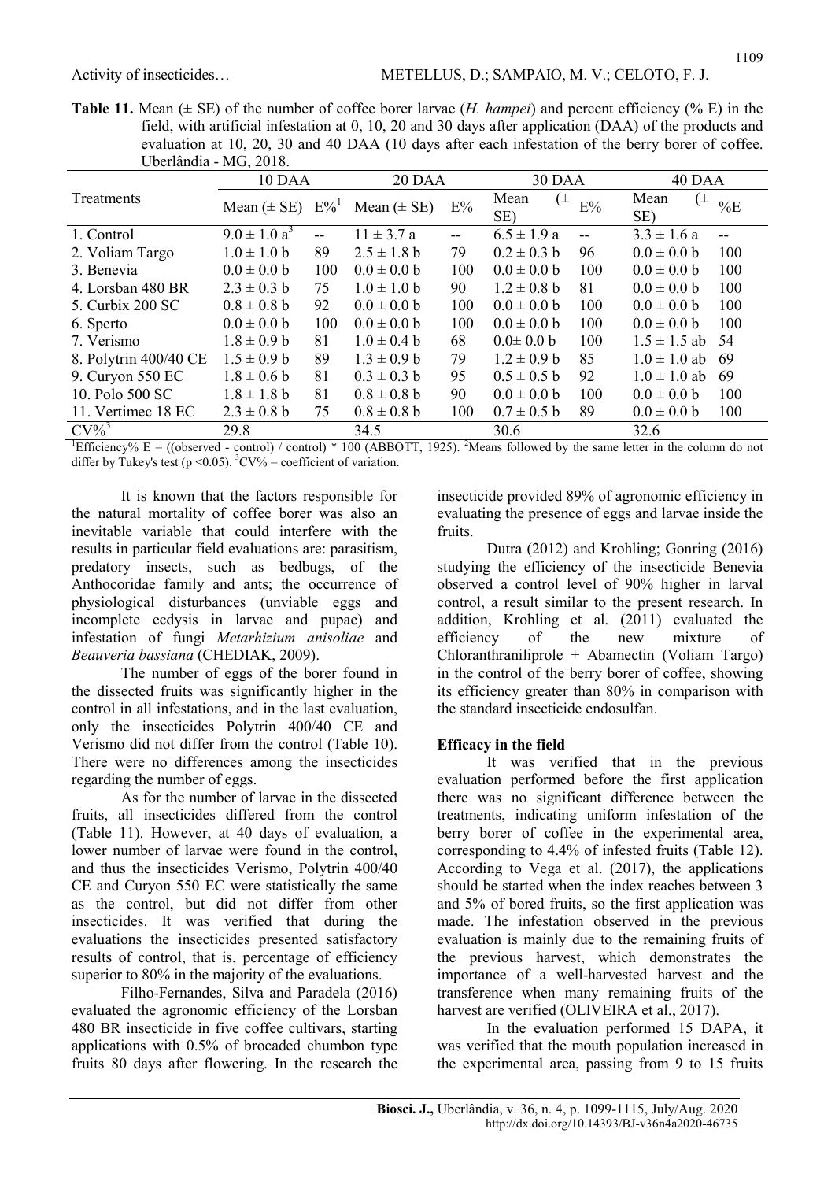**Table 11.** Mean (± SE) of the number of coffee borer larvae (*H. hampei*) and percent efficiency (% E) in the field, with artificial infestation at 0, 10, 20 and 30 days after application (DAA) of the products and evaluation at 10, 20, 30 and 40 DAA (10 days after each infestation of the berry borer of coffee. Uberlândia - MG, 2018.

| Treatments | 10 DAA | | 20 DAA | | 30 DAA | | 40 DAA | |
|---|---|---|---|---|---|---|---|---|
| | Mean (± SE) | E%[1] | Mean (± SE) | E% | Mean (± SE) | E% | Mean (± SE) | %E |
| 1. Control | 9.0 ± 1.0 a[2] | -- | 11 ± 3.7 a | -- | 6.5 ± 1.9 a | -- | 3.3 ± 1.6 a | -- |
| 2. Voliam Targo | 1.0 ± 1.0 b | 89 | 2.5 ± 1.8 b | 79 | 0.2 ± 0.3 b | 96 | 0.0 ± 0.0 b | 100 |
| 3. Benevia | 0.0 ± 0.0 b | 100 | 0.0 ± 0.0 b | 100 | 0.0 ± 0.0 b | 100 | 0.0 ± 0.0 b | 100 |
| 4. Lorsban 480 BR | 2.3 ± 0.3 b | 75 | 1.0 ± 1.0 b | 90 | 1.2 ± 0.8 b | 81 | 0.0 ± 0.0 b | 100 |
| 5. Curbix 200 SC | 0.8 ± 0.8 b | 92 | 0.0 ± 0.0 b | 100 | 0.0 ± 0.0 b | 100 | 0.0 ± 0.0 b | 100 |
| 6. Sperto | 0.0 ± 0.0 b | 100 | 0.0 ± 0.0 b | 100 | 0.0 ± 0.0 b | 100 | 0.0 ± 0.0 b | 100 |
| 7. Verismo | 1.8 ± 0.9 b | 81 | 1.0 ± 0.4 b | 68 | 0.0± 0.0 b | 100 | 1.5 ± 1.5 ab | 54 |
| 8. Polytrin 400/40 CE | 1.5 ± 0.9 b | 89 | 1.3 ± 0.9 b | 79 | 1.2 ± 0.9 b | 85 | 1.0 ± 1.0 ab | 69 |
| 9. Curyon 550 EC | 1.8 ± 0.6 b | 81 | 0.3 ± 0.3 b | 95 | 0.5 ± 0.5 b | 92 | 1.0 ± 1.0 ab | 69 |
| 10. Polo 500 SC | 1.8 ± 1.8 b | 81 | 0.8 ± 0.8 b | 90 | 0.0 ± 0.0 b | 100 | 0.0 ± 0.0 b | 100 |
| 11. Vertimec 18 EC | 2.3 ± 0.8 b | 75 | 0.8 ± 0.8 b | 100 | 0.7 ± 0.5 b | 89 | 0.0 ± 0.0 b | 100 |
| CV%[3] | 29.8 | | 34.5 | | 30.6 | | 32.6 | |

[1]Efficiency% E = ((observed - control) / control) * 100 (ABBOTT, 1925). [2]Means followed by the same letter in the column do not differ by Tukey's test ($p < 0.05$). [3]CV% = coefficient of variation.

It is known that the factors responsible for the natural mortality of coffee borer was also an inevitable variable that could interfere with the results in particular field evaluations are: parasitism, predatory insects, such as bedbugs, of the Anthocoridae family and ants; the occurrence of physiological disturbances (unviable eggs and incomplete ecdysis in larvae and pupae) and infestation of fungi *Metarhizium anisoliae* and *Beauveria bassiana* (CHEDIAK, 2009).

The number of eggs of the borer found in the dissected fruits was significantly higher in the control in all infestations, and in the last evaluation, only the insecticides Polytrin 400/40 CE and Verismo did not differ from the control (Table 10). There were no differences among the insecticides regarding the number of eggs.

As for the number of larvae in the dissected fruits, all insecticides differed from the control (Table 11). However, at 40 days of evaluation, a lower number of larvae were found in the control, and thus the insecticides Verismo, Polytrin 400/40 CE and Curyon 550 EC were statistically the same as the control, but did not differ from other insecticides. It was verified that during the evaluations the insecticides presented satisfactory results of control, that is, percentage of efficiency superior to 80% in the majority of the evaluations.

Filho-Fernandes, Silva and Paradela (2016) evaluated the agronomic efficiency of the Lorsban 480 BR insecticide in five coffee cultivars, starting applications with 0.5% of brocaded chumbon type fruits 80 days after flowering. In the research the insecticide provided 89% of agronomic efficiency in evaluating the presence of eggs and larvae inside the fruits.

Dutra (2012) and Krohling; Gonring (2016) studying the efficiency of the insecticide Benevia observed a control level of 90% higher in larval control, a result similar to the present research. In addition, Krohling et al. (2011) evaluated the efficiency of the new mixture of Chloranthraniliprole + Abamectin (Voliam Targo) in the control of the berry borer of coffee, showing its efficiency greater than 80% in comparison with the standard insecticide endosulfan.

## Efficacy in the field

It was verified that in the previous evaluation performed before the first application there was no significant difference between the treatments, indicating uniform infestation of the berry borer of coffee in the experimental area, corresponding to 4.4% of infested fruits (Table 12). According to Vega et al. (2017), the applications should be started when the index reaches between 3 and 5% of bored fruits, so the first application was made. The infestation observed in the previous evaluation is mainly due to the remaining fruits of the previous harvest, which demonstrates the importance of a well-harvested harvest and the transference when many remaining fruits of the harvest are verified (OLIVEIRA et al., 2017).

In the evaluation performed 15 DAPA, it was verified that the mouth population increased in the experimental area, passing from 9 to 15 fruits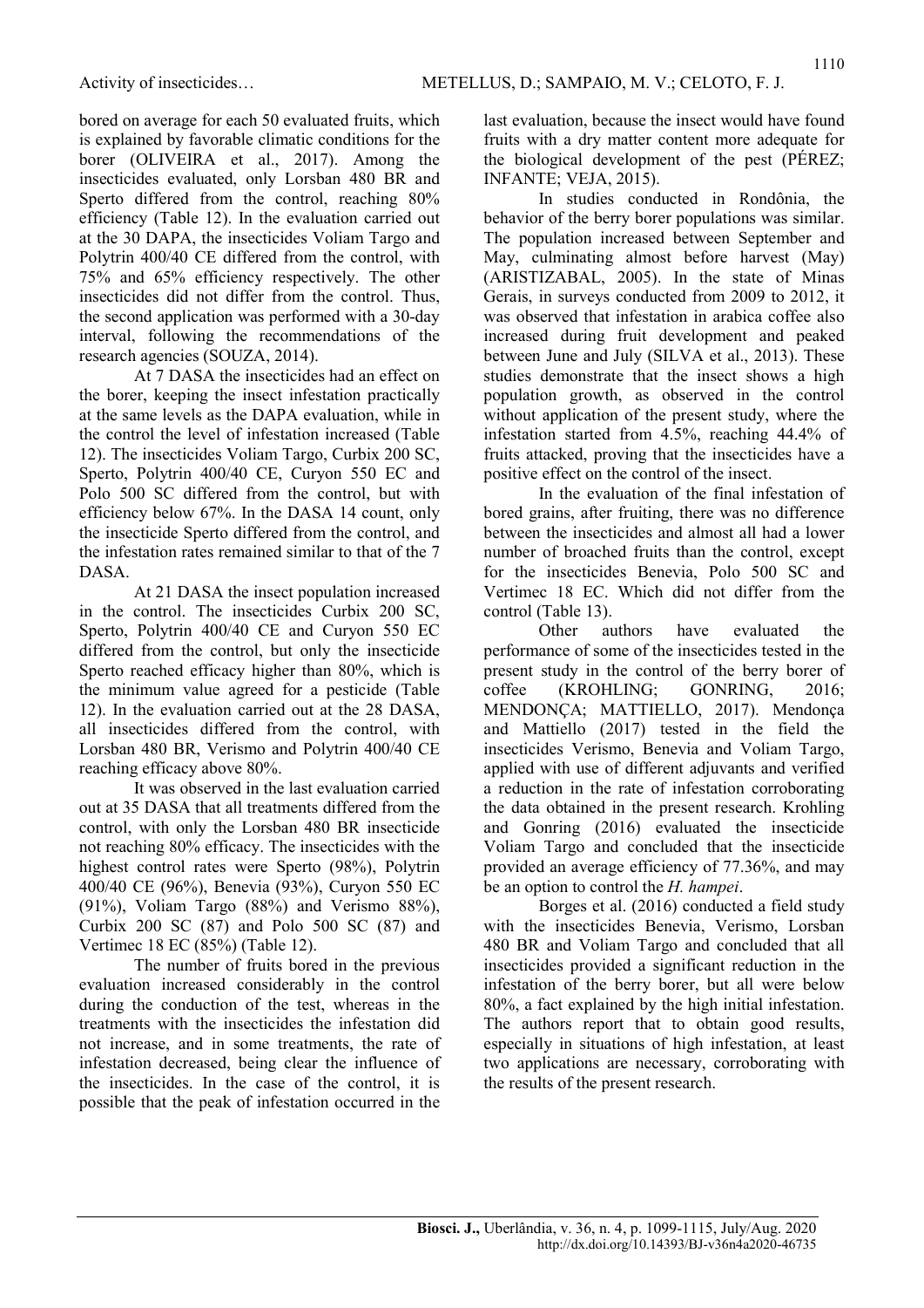bored on average for each 50 evaluated fruits, which is explained by favorable climatic conditions for the borer (OLIVEIRA et al., 2017). Among the insecticides evaluated, only Lorsban 480 BR and Sperto differed from the control, reaching 80% efficiency (Table 12). In the evaluation carried out at the 30 DAPA, the insecticides Voliam Targo and Polytrin 400/40 CE differed from the control, with 75% and 65% efficiency respectively. The other insecticides did not differ from the control. Thus, the second application was performed with a 30-day interval, following the recommendations of the research agencies (SOUZA, 2014).

At 7 DASA the insecticides had an effect on the borer, keeping the insect infestation practically at the same levels as the DAPA evaluation, while in the control the level of infestation increased (Table 12). The insecticides Voliam Targo, Curbix 200 SC, Sperto, Polytrin 400/40 CE, Curyon 550 EC and Polo 500 SC differed from the control, but with efficiency below 67%. In the DASA 14 count, only the insecticide Sperto differed from the control, and the infestation rates remained similar to that of the 7 DASA.

At 21 DASA the insect population increased in the control. The insecticides Curbix 200 SC, Sperto, Polytrin 400/40 CE and Curyon 550 EC differed from the control, but only the insecticide Sperto reached efficacy higher than 80%, which is the minimum value agreed for a pesticide (Table 12). In the evaluation carried out at the 28 DASA, all insecticides differed from the control, with Lorsban 480 BR, Verismo and Polytrin 400/40 CE reaching efficacy above 80%.

It was observed in the last evaluation carried out at 35 DASA that all treatments differed from the control, with only the Lorsban 480 BR insecticide not reaching 80% efficacy. The insecticides with the highest control rates were Sperto (98%), Polytrin 400/40 CE (96%), Benevia (93%), Curyon 550 EC (91%), Voliam Targo (88%) and Verismo 88%), Curbix 200 SC (87) and Polo 500 SC (87) and Vertimec 18 EC (85%) (Table 12).

The number of fruits bored in the previous evaluation increased considerably in the control during the conduction of the test, whereas in the treatments with the insecticides the infestation did not increase, and in some treatments, the rate of infestation decreased, being clear the influence of the insecticides. In the case of the control, it is possible that the peak of infestation occurred in the last evaluation, because the insect would have found fruits with a dry matter content more adequate for the biological development of the pest (PÉREZ; INFANTE; VEJA, 2015).

In studies conducted in Rondônia, the behavior of the berry borer populations was similar. The population increased between September and May, culminating almost before harvest (May) (ARISTIZABAL, 2005). In the state of Minas Gerais, in surveys conducted from 2009 to 2012, it was observed that infestation in arabica coffee also increased during fruit development and peaked between June and July (SILVA et al., 2013). These studies demonstrate that the insect shows a high population growth, as observed in the control without application of the present study, where the infestation started from 4.5%, reaching 44.4% of fruits attacked, proving that the insecticides have a positive effect on the control of the insect.

In the evaluation of the final infestation of bored grains, after fruiting, there was no difference between the insecticides and almost all had a lower number of broached fruits than the control, except for the insecticides Benevia, Polo 500 SC and Vertimec 18 EC. Which did not differ from the control (Table 13).

Other authors have evaluated the performance of some of the insecticides tested in the present study in the control of the berry borer of coffee (KROHLING; GONRING, 2016; MENDONÇA; MATTIELLO, 2017). Mendonça and Mattiello (2017) tested in the field the insecticides Verismo, Benevia and Voliam Targo, applied with use of different adjuvants and verified a reduction in the rate of infestation corroborating the data obtained in the present research. Krohling and Gonring (2016) evaluated the insecticide Voliam Targo and concluded that the insecticide provided an average efficiency of 77.36%, and may be an option to control the *H. hampei*.

Borges et al. (2016) conducted a field study with the insecticides Benevia, Verismo, Lorsban 480 BR and Voliam Targo and concluded that all insecticides provided a significant reduction in the infestation of the berry borer, but all were below 80%, a fact explained by the high initial infestation. The authors report that to obtain good results, especially in situations of high infestation, at least two applications are necessary, corroborating with the results of the present research.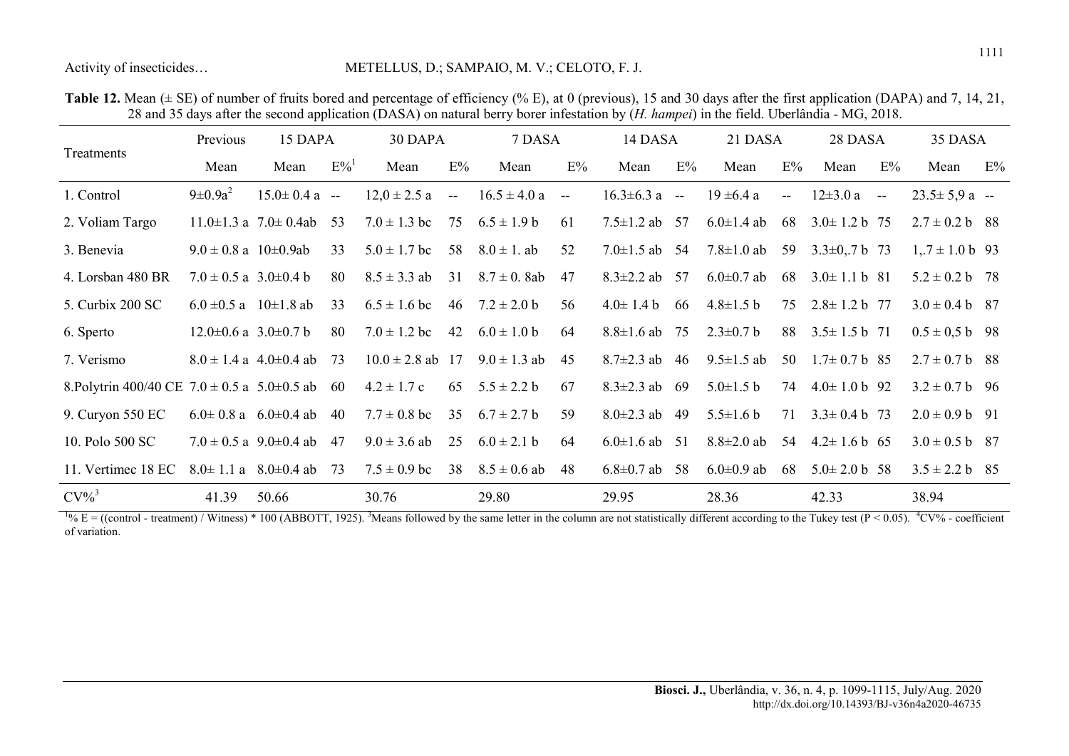**Table 12.** Mean (± SE) of number of fruits bored and percentage of efficiency (% E), at 0 (previous), 15 and 30 days after the first application (DAPA) and 7, 14, 21, 28 and 35 days after the second application (DASA) on natural berry borer infestation by (*H. hampei*) in the field. Uberlândia - MG, 2018.

| Treatments | Previous | 15 DAPA | | 30 DAPA | | 7 DASA | | 14 DASA | | 21 DASA | | 28 DASA | | 35 DASA | |
|---|---|---|---|---|---|---|---|---|---|---|---|---|---|---|---|
| | Mean | Mean | E%[1] | Mean | E% | Mean | E% | Mean | E% | Mean | E% | Mean | E% | Mean | E% |
| 1. Control | 9±0.9a[2] | 15.0± 0.4 a | -- | 12,0 ± 2.5 a | -- | 16.5 ± 4.0 a | -- | 16.3±6.3 a | -- | 19 ±6.4 a | -- | 12±3.0 a | -- | 23.5± 5,9 a | -- |
| 2. Voliam Targo | 11.0±1.3 a | 7.0± 0.4ab | 53 | 7.0 ± 1.3 bc | 75 | 6.5 ± 1.9 b | 61 | 7.5±1.2 ab | 57 | 6.0±1.4 ab | 68 | 3.0± 1.2 b | 75 | 2.7 ± 0.2 b | 88 |
| 3. Benevia | 9.0 ± 0.8 a | 10±0.9ab | 33 | 5.0 ± 1.7 bc | 58 | 8.0 ± 1. ab | 52 | 7.0±1.5 ab | 54 | 7.8±1.0 ab | 59 | 3.3±0,.7 b | 73 | 1,.7 ± 1.0 b | 93 |
| 4. Lorsban 480 BR | 7.0 ± 0.5 a | 3.0±0.4 b | 80 | 8.5 ± 3.3 ab | 31 | 8.7 ± 0. 8ab | 47 | 8.3±2.2 ab | 57 | 6.0±0.7 ab | 68 | 3.0± 1.1 b | 81 | 5.2 ± 0.2 b | 78 |
| 5. Curbix 200 SC | 6.0 ±0.5 a | 10±1.8 ab | 33 | 6.5 ± 1.6 bc | 46 | 7.2 ± 2.0 b | 56 | 4.0± 1.4 b | 66 | 4.8±1.5 b | 75 | 2.8± 1.2 b | 77 | 3.0 ± 0.4 b | 87 |
| 6. Sperto | 12.0±0.6 a | 3.0±0.7 b | 80 | 7.0 ± 1.2 bc | 42 | 6.0 ± 1.0 b | 64 | 8.8±1.6 ab | 75 | 2.3±0.7 b | 88 | 3.5± 1.5 b | 71 | 0.5 ± 0,5 b | 98 |
| 7. Verismo | 8.0 ± 1.4 a | 4.0±0.4 ab | 73 | 10.0 ± 2.8 ab | 17 | 9.0 ± 1.3 ab | 45 | 8.7±2.3 ab | 46 | 9.5±1.5 ab | 50 | 1.7± 0.7 b | 85 | 2.7 ± 0.7 b | 88 |
| 8.Polytrin 400/40 CE | 7.0 ± 0.5 a | 5.0±0.5 ab | 60 | 4.2 ± 1.7 c | 65 | 5.5 ± 2.2 b | 67 | 8.3±2.3 ab | 69 | 5.0±1.5 b | 74 | 4.0± 1.0 b | 92 | 3.2 ± 0.7 b | 96 |
| 9. Curyon 550 EC | 6.0± 0.8 a | 6.0±0.4 ab | 40 | 7.7 ± 0.8 bc | 35 | 6.7 ± 2.7 b | 59 | 8.0±2.3 ab | 49 | 5.5±1.6 b | 71 | 3.3± 0.4 b | 73 | 2.0 ± 0.9 b | 91 |
| 10. Polo 500 SC | 7.0 ± 0.5 a | 9.0±0.4 ab | 47 | 9.0 ± 3.6 ab | 25 | 6.0 ± 2.1 b | 64 | 6.0±1.6 ab | 51 | 8.8±2.0 ab | 54 | 4.2± 1.6 b | 65 | 3.0 ± 0.5 b | 87 |
| 11. Vertimec 18 EC | 8.0± 1.1 a | 8.0±0.4 ab | 73 | 7.5 ± 0.9 bc | 38 | 8.5 ± 0.6 ab | 48 | 6.8±0.7 ab | 58 | 6.0±0.9 ab | 68 | 5.0± 2.0 b | 58 | 3.5 ± 2.2 b | 85 |
| CV%[3] | 41.39 | 50.66 | | 30.76 | | 29.80 | | 29.95 | | 28.36 | | 42.33 | | 38.94 | |

[1]% E = ((control - treatment) / Witness) * 100 (ABBOTT, 1925). [3]Means followed by the same letter in the column are not statistically different according to the Tukey test ($P < 0.05$). [4]CV% - coefficient of variation.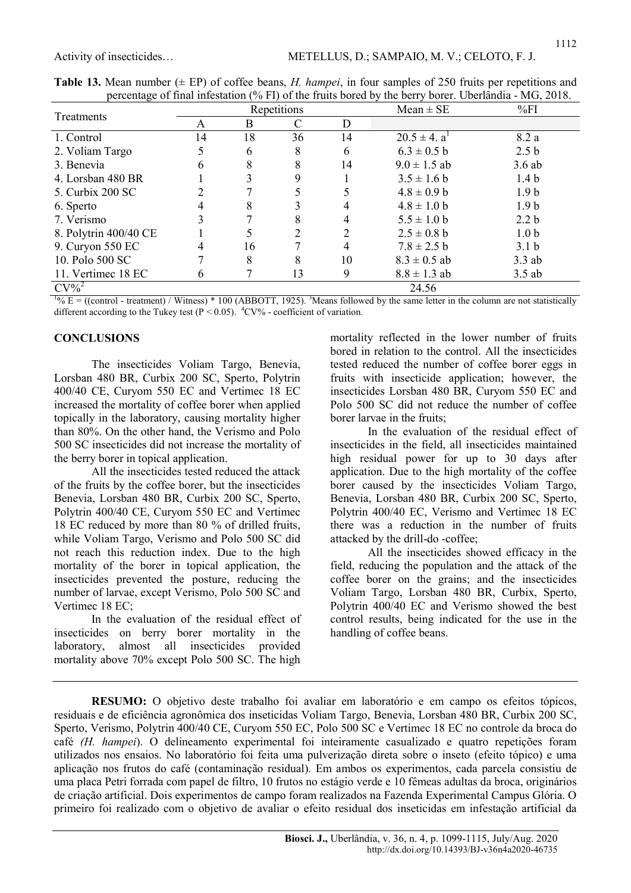**Table 13.** Mean number (± EP) of coffee beans, *H. hampei*, in four samples of 250 fruits per repetitions and percentage of final infestation (% FI) of the fruits bored by the berry borer. Uberlândia - MG, 2018.

| Treatments | Repetitions | | | | Mean ± SE | %FI |
|---|---|---|---|---|---|---|
| | A | B | C | D | | |
| 1. Control | 14 | 18 | 36 | 14 | 20.5 ± 4. a[1] | 8.2 a |
| 2. Voliam Targo | 5 | 6 | 8 | 6 | 6.3 ± 0.5 b | 2.5 b |
| 3. Benevia | 6 | 8 | 8 | 14 | 9.0 ± 1.5 ab | 3.6 ab |
| 4. Lorsban 480 BR | 1 | 3 | 9 | 1 | 3.5 ± 1.6 b | 1.4 b |
| 5. Curbix 200 SC | 2 | 7 | 5 | 5 | 4.8 ± 0.9 b | 1.9 b |
| 6. Sperto | 4 | 8 | 3 | 4 | 4.8 ± 1.0 b | 1.9 b |
| 7. Verismo | 3 | 7 | 8 | 4 | 5.5 ± 1.0 b | 2.2 b |
| 8. Polytrin 400/40 CE | 1 | 5 | 2 | 2 | 2.5 ± 0.8 b | 1.0 b |
| 9. Curyon 550 EC | 4 | 16 | 7 | 4 | 7.8 ± 2.5 b | 3.1 b |
| 10. Polo 500 SC | 7 | 8 | 8 | 10 | 8.3 ± 0.5 ab | 3.3 ab |
| 11. Vertimec 18 EC | 6 | 7 | 13 | 9 | 8.8 ± 1.3 ab | 3.5 ab |
| CV%[2] | | | | | 24.56 | |

[1]% E = ((control - treatment) / Witness) * 100 (ABBOTT, 1925). [3]Means followed by the same letter in the column are not statistically different according to the Tukey test (P < 0.05). [4]CV% - coefficient of variation.

## CONCLUSIONS

The insecticides Voliam Targo, Benevia, Lorsban 480 BR, Curbix 200 SC, Sperto, Polytrin 400/40 CE, Curyom 550 EC and Vertimec 18 EC increased the mortality of coffee borer when applied topically in the laboratory, causing mortality higher than 80%. On the other hand, the Verismo and Polo 500 SC insecticides did not increase the mortality of the berry borer in topical application.

All the insecticides tested reduced the attack of the fruits by the coffee borer, but the insecticides Benevia, Lorsban 480 BR, Curbix 200 SC, Sperto, Polytrin 400/40 CE, Curyom 550 EC and Vertimec 18 EC reduced by more than 80 % of drilled fruits, while Voliam Targo, Verismo and Polo 500 SC did not reach this reduction index. Due to the high mortality of the borer in topical application, the insecticides prevented the posture, reducing the number of larvae, except Verismo, Polo 500 SC and Vertimec 18 EC;

In the evaluation of the residual effect of insecticides on berry borer mortality in the laboratory, almost all insecticides provided mortality above 70% except Polo 500 SC. The high mortality reflected in the lower number of fruits bored in relation to the control. All the insecticides tested reduced the number of coffee borer eggs in fruits with insecticide application; however, the insecticides Lorsban 480 BR, Curyom 550 EC and Polo 500 SC did not reduce the number of coffee borer larvae in the fruits;

In the evaluation of the residual effect of insecticides in the field, all insecticides maintained high residual power for up to 30 days after application. Due to the high mortality of the coffee borer caused by the insecticides Voliam Targo, Benevia, Lorsban 480 BR, Curbix 200 SC, Sperto, Polytrin 400/40 EC, Verismo and Vertimec 18 EC there was a reduction in the number of fruits attacked by the drill-do -coffee;

All the insecticides showed efficacy in the field, reducing the population and the attack of the coffee borer on the grains; and the insecticides Voliam Targo, Lorsban 480 BR, Curbix, Sperto, Polytrin 400/40 EC and Verismo showed the best control results, being indicated for the use in the handling of coffee beans.

---

**RESUMO:** O objetivo deste trabalho foi avaliar em laboratório e em campo os efeitos tópicos, residuais e de eficiência agronômica dos inseticidas Voliam Targo, Benevia, Lorsban 480 BR, Curbix 200 SC, Sperto, Verismo, Polytrin 400/40 CE, Curyom 550 EC, Polo 500 SC e Vertimec 18 EC no controle da broca do café *(H. hampei*). O delineamento experimental foi inteiramente casualizado e quatro repetições foram utilizados nos ensaios. No laboratório foi feita uma pulverização direta sobre o inseto (efeito tópico) e uma aplicação nos frutos do café (contaminação residual). Em ambos os experimentos, cada parcela consistiu de uma placa Petri forrada com papel de filtro, 10 frutos no estágio verde e 10 fêmeas adultas da broca, originários de criação artificial. Dois experimentos de campo foram realizados na Fazenda Experimental Campus Glória. O primeiro foi realizado com o objetivo de avaliar o efeito residual dos inseticidas em infestação artificial da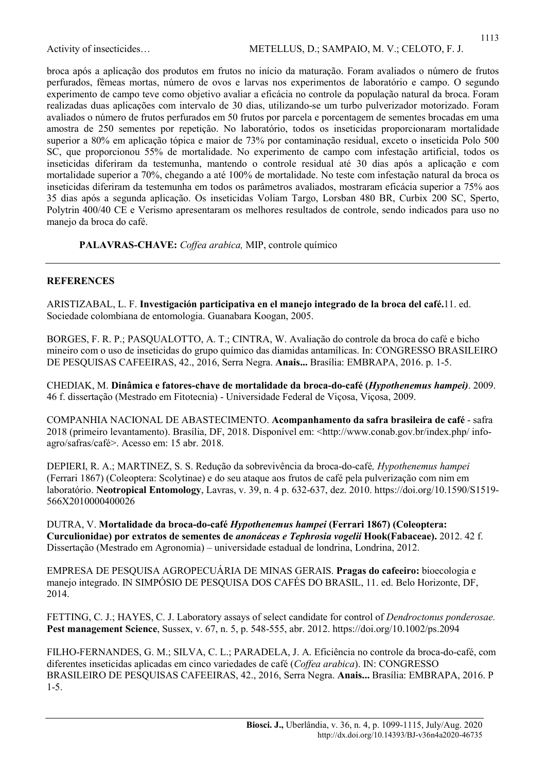broca após a aplicação dos produtos em frutos no início da maturação. Foram avaliados o número de frutos perfurados, fêmeas mortas, número de ovos e larvas nos experimentos de laboratório e campo. O segundo experimento de campo teve como objetivo avaliar a eficácia no controle da população natural da broca. Foram realizadas duas aplicações com intervalo de 30 dias, utilizando-se um turbo pulverizador motorizado. Foram avaliados o número de frutos perfurados em 50 frutos por parcela e porcentagem de sementes brocadas em uma amostra de 250 sementes por repetição. No laboratório, todos os inseticidas proporcionaram mortalidade superior a 80% em aplicação tópica e maior de 73% por contaminação residual, exceto o inseticida Polo 500 SC, que proporcionou 55% de mortalidade. No experimento de campo com infestação artificial, todos os inseticidas diferiram da testemunha, mantendo o controle residual até 30 dias após a aplicação e com mortalidade superior a 70%, chegando a até 100% de mortalidade. No teste com infestação natural da broca os inseticidas diferiram da testemunha em todos os parâmetros avaliados, mostraram eficácia superior a 75% aos 35 dias após a segunda aplicação. Os inseticidas Voliam Targo, Lorsban 480 BR, Curbix 200 SC, Sperto, Polytrin 400/40 CE e Verismo apresentaram os melhores resultados de controle, sendo indicados para uso no manejo da broca do café.

**PALAVRAS-CHAVE:** *Coffea arabica,* MIP, controle químico

## REFERENCES

ARISTIZABAL, L. F. **Investigación participativa en el manejo integrado de la broca del café.**11. ed. Sociedade colombiana de entomologia. Guanabara Koogan, 2005.

BORGES, F. R. P.; PASQUALOTTO, A. T.; CINTRA, W. Avaliação do controle da broca do café e bicho mineiro com o uso de inseticidas do grupo químico das diamidas antamílicas. In: CONGRESSO BRASILEIRO DE PESQUISAS CAFEEIRAS, 42., 2016, Serra Negra. **Anais...** Brasília: EMBRAPA, 2016. p. 1-5.

CHEDIAK, M. **Dinâmica e fatores-chave de mortalidade da broca-do-café (*Hypothenemus hampei*)**. 2009. 46 f. dissertação (Mestrado em Fitotecnia) - Universidade Federal de Viçosa, Viçosa, 2009.

COMPANHIA NACIONAL DE ABASTECIMENTO. **Acompanhamento da safra brasileira de café** - safra 2018 (primeiro levantamento). Brasília, DF, 2018. Disponível em: <http://www.conab.gov.br/index.php/ info-agro/safras/café>. Acesso em: 15 abr. 2018.

DEPIERI, R. A.; MARTINEZ, S. S. Redução da sobrevivência da broca-do-café*, Hypothenemus hampei* (Ferrari 1867) (Coleoptera: Scolytinae) e do seu ataque aos frutos de café pela pulverização com nim em laboratório. **Neotropical Entomology**, Lavras, v. 39, n. 4 p. 632-637, dez. 2010. https://doi.org/10.1590/S1519-566X2010000400026

DUTRA, V. **Mortalidade da broca-do-café *Hypothenemus hampei* (Ferrari 1867) (Coleoptera: Curculionidae) por extratos de sementes de *anonáceas e Tephrosia vogelii* Hook(Fabaceae).** 2012. 42 f. Dissertação (Mestrado em Agronomia) – universidade estadual de londrina, Londrina, 2012.

EMPRESA DE PESQUISA AGROPECUÁRIA DE MINAS GERAIS. **Pragas do cafeeiro:** bioecologia e manejo integrado. IN SIMPÓSIO DE PESQUISA DOS CAFÉS DO BRASIL, 11. ed. Belo Horizonte, DF, 2014.

FETTING, C. J.; HAYES, C. J. Laboratory assays of select candidate for control of *Dendroctonus ponderosae.* **Pest management Science**, Sussex, v. 67, n. 5, p. 548-555, abr. 2012. https://doi.org/10.1002/ps.2094

FILHO-FERNANDES, G. M.; SILVA, C. L.; PARADELA, J. A. Eficiência no controle da broca-do-café, com diferentes inseticidas aplicadas em cinco variedades de café (*Coffea arabica*). IN: CONGRESSO BRASILEIRO DE PESQUISAS CAFEEIRAS, 42., 2016, Serra Negra. **Anais...** Brasília: EMBRAPA, 2016. P 1-5.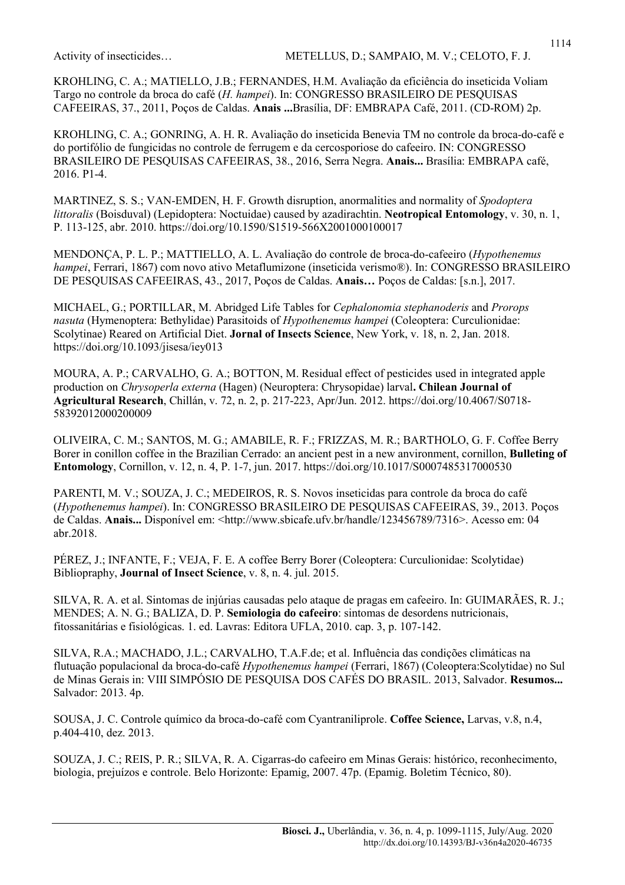KROHLING, C. A.; MATIELLO, J.B.; FERNANDES, H.M. Avaliação da eficiência do inseticida Voliam Targo no controle da broca do café (*H. hampei*). In: CONGRESSO BRASILEIRO DE PESQUISAS CAFEEIRAS, 37., 2011, Poços de Caldas. **Anais ...**Brasília, DF: EMBRAPA Café, 2011. (CD-ROM) 2p.

KROHLING, C. A.; GONRING, A. H. R. Avaliação do inseticida Benevia TM no controle da broca-do-café e do portifólio de fungicidas no controle de ferrugem e da cercosporiose do cafeeiro. IN: CONGRESSO BRASILEIRO DE PESQUISAS CAFEEIRAS, 38., 2016, Serra Negra. **Anais...** Brasília: EMBRAPA café, 2016. P1-4.

MARTINEZ, S. S.; VAN-EMDEN, H. F. Growth disruption, anormalities and normality of *Spodoptera littoralis* (Boisduval) (Lepidoptera: Noctuidae) caused by azadirachtin. **Neotropical Entomology**, v. 30, n. 1, P. 113-125, abr. 2010. https://doi.org/10.1590/S1519-566X2001000100017

MENDONÇA, P. L. P.; MATTIELLO, A. L. Avaliação do controle de broca-do-cafeeiro (*Hypothenemus hampei*, Ferrari, 1867) com novo ativo Metaflumizone (inseticida verismo®). In: CONGRESSO BRASILEIRO DE PESQUISAS CAFEEIRAS, 43., 2017, Poços de Caldas. **Anais…** Poços de Caldas: [s.n.], 2017.

MICHAEL, G.; PORTILLAR, M. Abridged Life Tables for *Cephalonomia stephanoderis* and *Prorops nasuta* (Hymenoptera: Bethylidae) Parasitoids of *Hypothenemus hampei* (Coleoptera: Curculionidae: Scolytinae) Reared on Artificial Diet. **Jornal of Insects Science**, New York, v. 18, n. 2, Jan. 2018. https://doi.org/10.1093/jisesa/iey013

MOURA, A. P.; CARVALHO, G. A.; BOTTON, M. Residual effect of pesticides used in integrated apple production on *Chrysoperla externa* (Hagen) (Neuroptera: Chrysopidae) larval**. Chilean Journal of Agricultural Research**, Chillán, v. 72, n. 2, p. 217-223, Apr/Jun. 2012. https://doi.org/10.4067/S0718-58392012000200009

OLIVEIRA, C. M.; SANTOS, M. G.; AMABILE, R. F.; FRIZZAS, M. R.; BARTHOLO, G. F. Coffee Berry Borer in conillon coffee in the Brazilian Cerrado: an ancient pest in a new anvironment, cornillon, **Bulleting of Entomology**, Cornillon, v. 12, n. 4, P. 1-7, jun. 2017. https://doi.org/10.1017/S0007485317000530

PARENTI, M. V.; SOUZA, J. C.; MEDEIROS, R. S. Novos inseticidas para controle da broca do café (*Hypothenemus hampei*). In: CONGRESSO BRASILEIRO DE PESQUISAS CAFEEIRAS, 39., 2013. Poços de Caldas. **Anais...** Disponível em: <http://www.sbicafe.ufv.br/handle/123456789/7316>. Acesso em: 04 abr.2018.

PÉREZ, J.; INFANTE, F.; VEJA, F. E. A coffee Berry Borer (Coleoptera: Curculionidae: Scolytidae) Bibliopraphy, **Journal of Insect Science**, v. 8, n. 4. jul. 2015.

SILVA, R. A. et al. Sintomas de injúrias causadas pelo ataque de pragas em cafeeiro. In: GUIMARÃES, R. J.; MENDES; A. N. G.; BALIZA, D. P. **Semiologia do cafeeiro**: sintomas de desordens nutricionais, fitossanitárias e fisiológicas. 1. ed. Lavras: Editora UFLA, 2010. cap. 3, p. 107-142.

SILVA, R.A.; MACHADO, J.L.; CARVALHO, T.A.F.de; et al. Influência das condições climáticas na flutuação populacional da broca-do-café *Hypothenemus hampei* (Ferrari, 1867) (Coleoptera:Scolytidae) no Sul de Minas Gerais in: VIII SIMPÓSIO DE PESQUISA DOS CAFÉS DO BRASIL. 2013, Salvador. **Resumos...** Salvador: 2013. 4p.

SOUSA, J. C. Controle químico da broca-do-café com Cyantraniliprole. **Coffee Science,** Larvas, v.8, n.4, p.404-410, dez. 2013.

SOUZA, J. C.; REIS, P. R.; SILVA, R. A. Cigarras-do cafeeiro em Minas Gerais: histórico, reconhecimento, biologia, prejuízos e controle. Belo Horizonte: Epamig, 2007. 47p. (Epamig. Boletim Técnico, 80).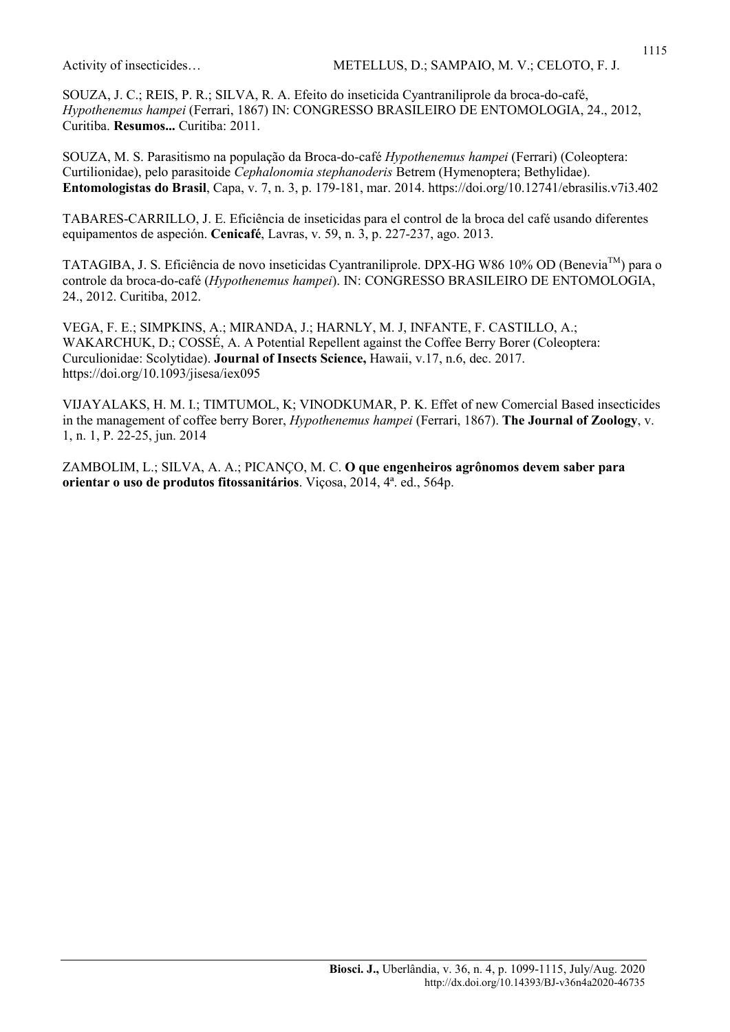SOUZA, J. C.; REIS, P. R.; SILVA, R. A. Efeito do inseticida Cyantraniliprole da broca-do-café, *Hypothenemus hampei* (Ferrari, 1867) IN: CONGRESSO BRASILEIRO DE ENTOMOLOGIA, 24., 2012, Curitiba. **Resumos...** Curitiba: 2011.

SOUZA, M. S. Parasitismo na população da Broca-do-café *Hypothenemus hampei* (Ferrari) (Coleoptera: Curtilionidae), pelo parasitoide *Cephalonomia stephanoderis* Betrem (Hymenoptera; Bethylidae). **Entomologistas do Brasil**, Capa, v. 7, n. 3, p. 179-181, mar. 2014. https://doi.org/10.12741/ebrasilis.v7i3.402

TABARES-CARRILLO, J. E. Eficiência de inseticidas para el control de la broca del café usando diferentes equipamentos de aspeción. **Cenicafé**, Lavras, v. 59, n. 3, p. 227-237, ago. 2013.

TATAGIBA, J. S. Eficiência de novo inseticidas Cyantraniliprole. DPX-HG W86 10% OD (Benevia™) para o controle da broca-do-café (*Hypothenemus hampei*). IN: CONGRESSO BRASILEIRO DE ENTOMOLOGIA, 24., 2012. Curitiba, 2012.

VEGA, F. E.; SIMPKINS, A.; MIRANDA, J.; HARNLY, M. J, INFANTE, F. CASTILLO, A.; WAKARCHUK, D.; COSSÉ, A. A Potential Repellent against the Coffee Berry Borer (Coleoptera: Curculionidae: Scolytidae). **Journal of Insects Science,** Hawaii, v.17, n.6, dec. 2017. https://doi.org/10.1093/jisesa/iex095

VIJAYALAKS, H. M. I.; TIMTUMOL, K; VINODKUMAR, P. K. Effet of new Comercial Based insecticides in the management of coffee berry Borer, *Hypothenemus hampei* (Ferrari, 1867). **The Journal of Zoology**, v. 1, n. 1, P. 22-25, jun. 2014

ZAMBOLIM, L.; SILVA, A. A.; PICANÇO, M. C. **O que engenheiros agrônomos devem saber para orientar o uso de produtos fitossanitários**. Viçosa, 2014, 4ª. ed., 564p.